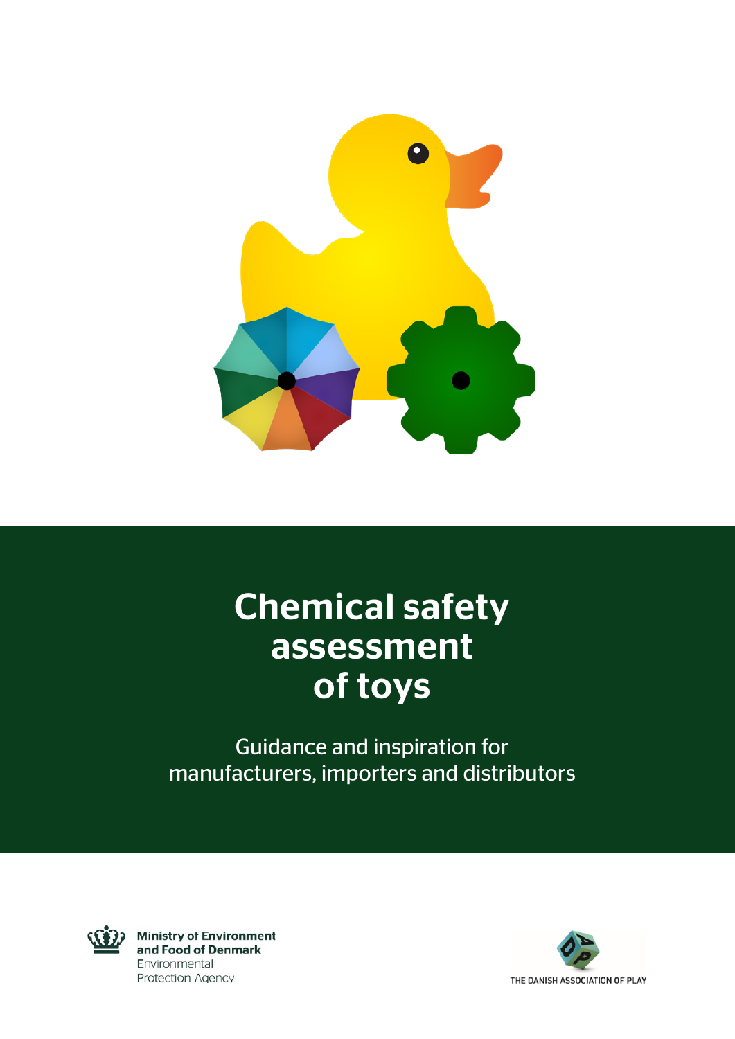# Chemical safety assessment of toys

Guidance and inspiration for manufacturers, importers and distributors

Ministry of Environment and Food of Denmark
Environmental Protection Agency

THE DANISH ASSOCIATION OF PLAY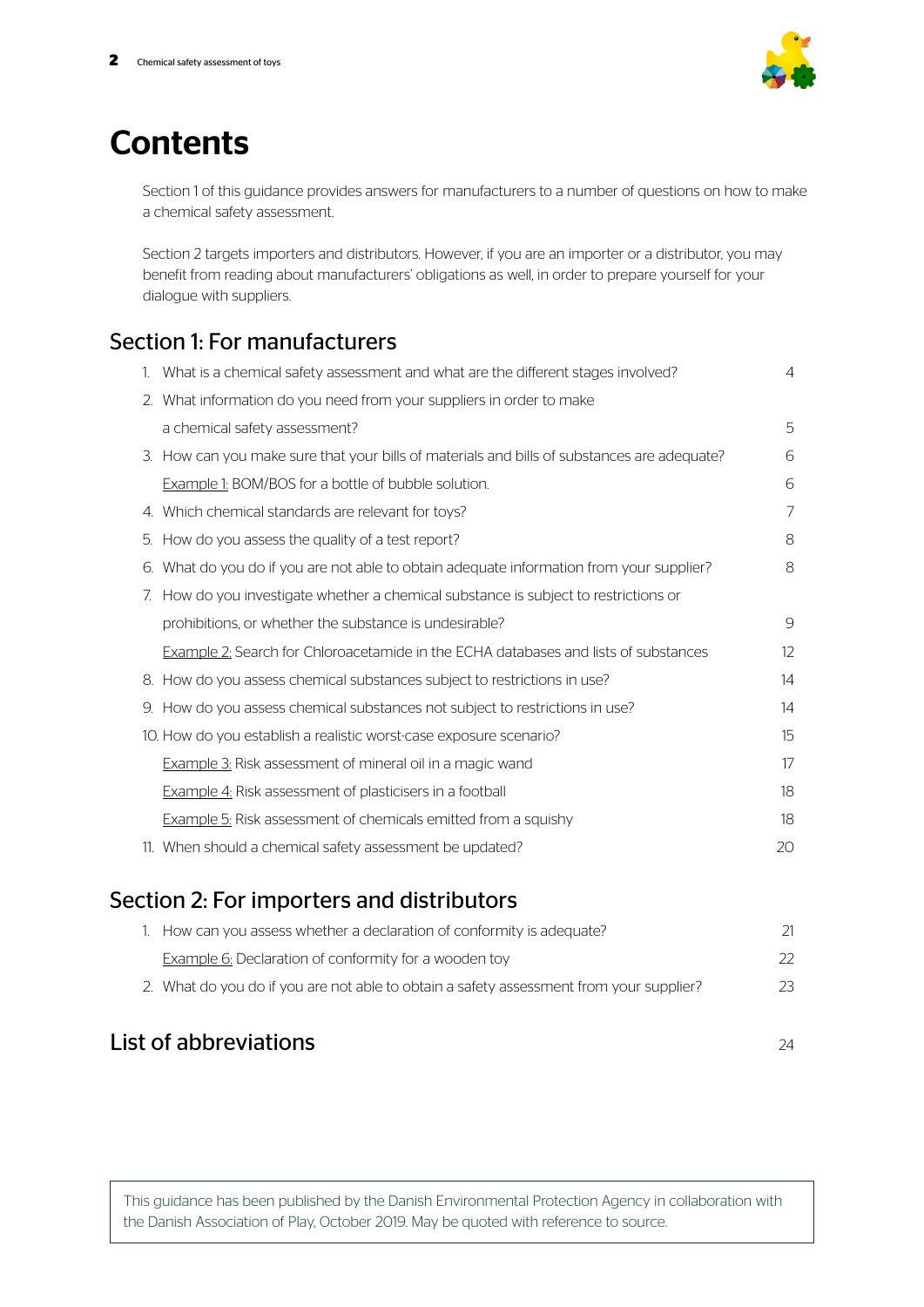# Contents

Section 1 of this guidance provides answers for manufacturers to a number of questions on how to make a chemical safety assessment.

Section 2 targets importers and distributors. However, if you are an importer or a distributor, you may benefit from reading about manufacturers' obligations as well, in order to prepare yourself for your dialogue with suppliers.

## Section 1: For manufacturers

1. What is a chemical safety assessment and what are the different stages involved? 4
2. What information do you need from your suppliers in order to make a chemical safety assessment? 5
3. How can you make sure that your bills of materials and bills of substances are adequate? 6
   Example 1: BOM/BOS for a bottle of bubble solution. 6
4. Which chemical standards are relevant for toys? 7
5. How do you assess the quality of a test report? 8
6. What do you do if you are not able to obtain adequate information from your supplier? 8
7. How do you investigate whether a chemical substance is subject to restrictions or prohibitions, or whether the substance is undesirable? 9
   Example 2: Search for Chloroacetamide in the ECHA databases and lists of substances 12
8. How do you assess chemical substances subject to restrictions in use? 14
9. How do you assess chemical substances not subject to restrictions in use? 14
10. How do you establish a realistic worst-case exposure scenario? 15
    Example 3: Risk assessment of mineral oil in a magic wand 17
    Example 4: Risk assessment of plasticisers in a football 18
    Example 5: Risk assessment of chemicals emitted from a squishy 18
11. When should a chemical safety assessment be updated? 20

## Section 2: For importers and distributors

1. How can you assess whether a declaration of conformity is adequate? 21
   Example 6: Declaration of conformity for a wooden toy 22
2. What do you do if you are not able to obtain a safety assessment from your supplier? 23

## List of abbreviations 24

This guidance has been published by the Danish Environmental Protection Agency in collaboration with the Danish Association of Play, October 2019. May be quoted with reference to source.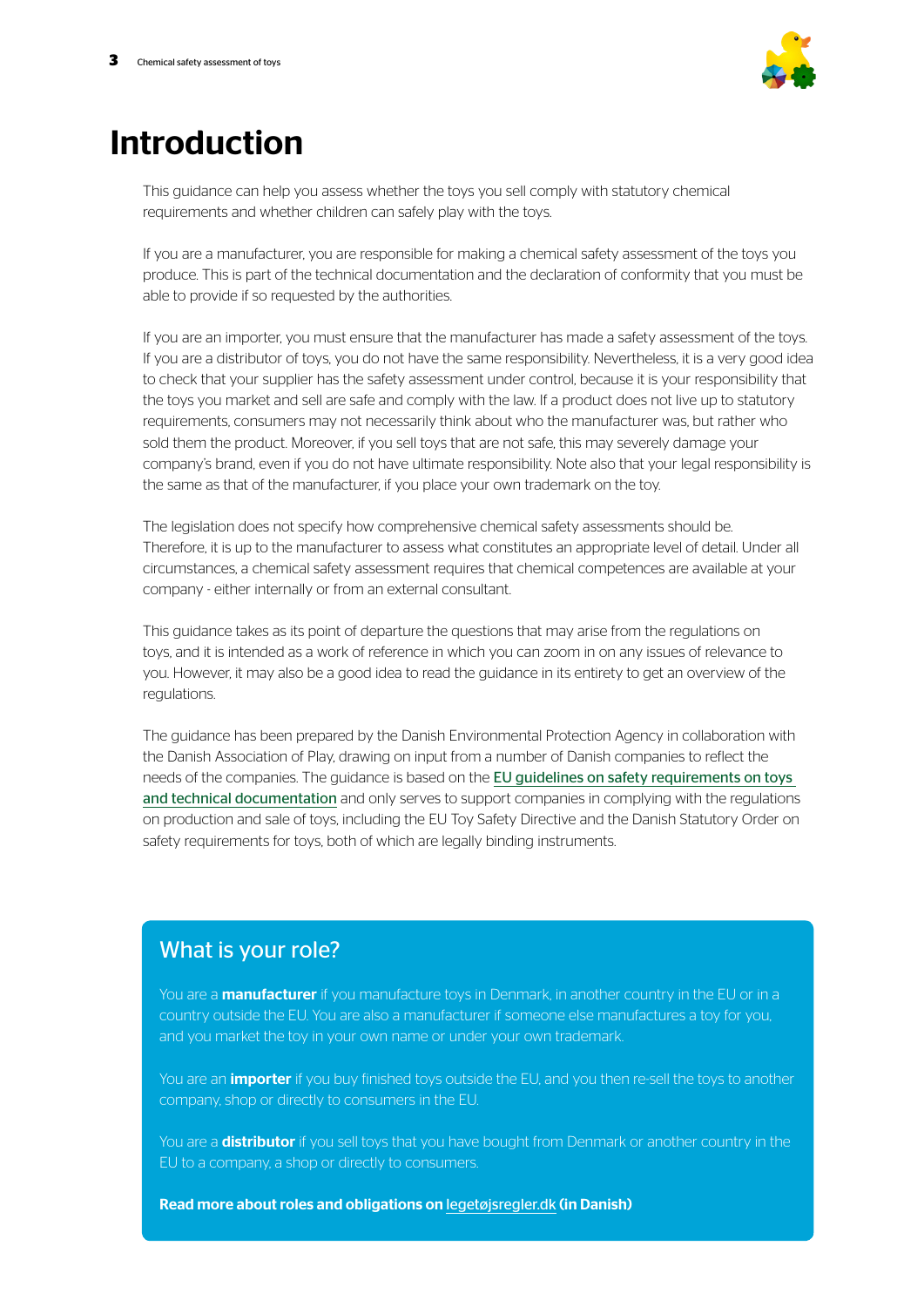# Introduction

This guidance can help you assess whether the toys you sell comply with statutory chemical requirements and whether children can safely play with the toys.

If you are a manufacturer, you are responsible for making a chemical safety assessment of the toys you produce. This is part of the technical documentation and the declaration of conformity that you must be able to provide if so requested by the authorities.

If you are an importer, you must ensure that the manufacturer has made a safety assessment of the toys. If you are a distributor of toys, you do not have the same responsibility. Nevertheless, it is a very good idea to check that your supplier has the safety assessment under control, because it is your responsibility that the toys you market and sell are safe and comply with the law. If a product does not live up to statutory requirements, consumers may not necessarily think about who the manufacturer was, but rather who sold them the product. Moreover, if you sell toys that are not safe, this may severely damage your company's brand, even if you do not have ultimate responsibility. Note also that your legal responsibility is the same as that of the manufacturer, if you place your own trademark on the toy.

The legislation does not specify how comprehensive chemical safety assessments should be. Therefore, it is up to the manufacturer to assess what constitutes an appropriate level of detail. Under all circumstances, a chemical safety assessment requires that chemical competences are available at your company - either internally or from an external consultant.

This guidance takes as its point of departure the questions that may arise from the regulations on toys, and it is intended as a work of reference in which you can zoom in on any issues of relevance to you. However, it may also be a good idea to read the guidance in its entirety to get an overview of the regulations.

The guidance has been prepared by the Danish Environmental Protection Agency in collaboration with the Danish Association of Play, drawing on input from a number of Danish companies to reflect the needs of the companies. The guidance is based on the EU guidelines on safety requirements on toys and technical documentation and only serves to support companies in complying with the regulations on production and sale of toys, including the EU Toy Safety Directive and the Danish Statutory Order on safety requirements for toys, both of which are legally binding instruments.

## What is your role?

You are a **manufacturer** if you manufacture toys in Denmark, in another country in the EU or in a country outside the EU. You are also a manufacturer if someone else manufactures a toy for you, and you market the toy in your own name or under your own trademark.

You are an **importer** if you buy finished toys outside the EU, and you then re-sell the toys to another company, shop or directly to consumers in the EU.

You are a **distributor** if you sell toys that you have bought from Denmark or another country in the EU to a company, a shop or directly to consumers.

**Read more about roles and obligations on legetøjsregler.dk (in Danish)**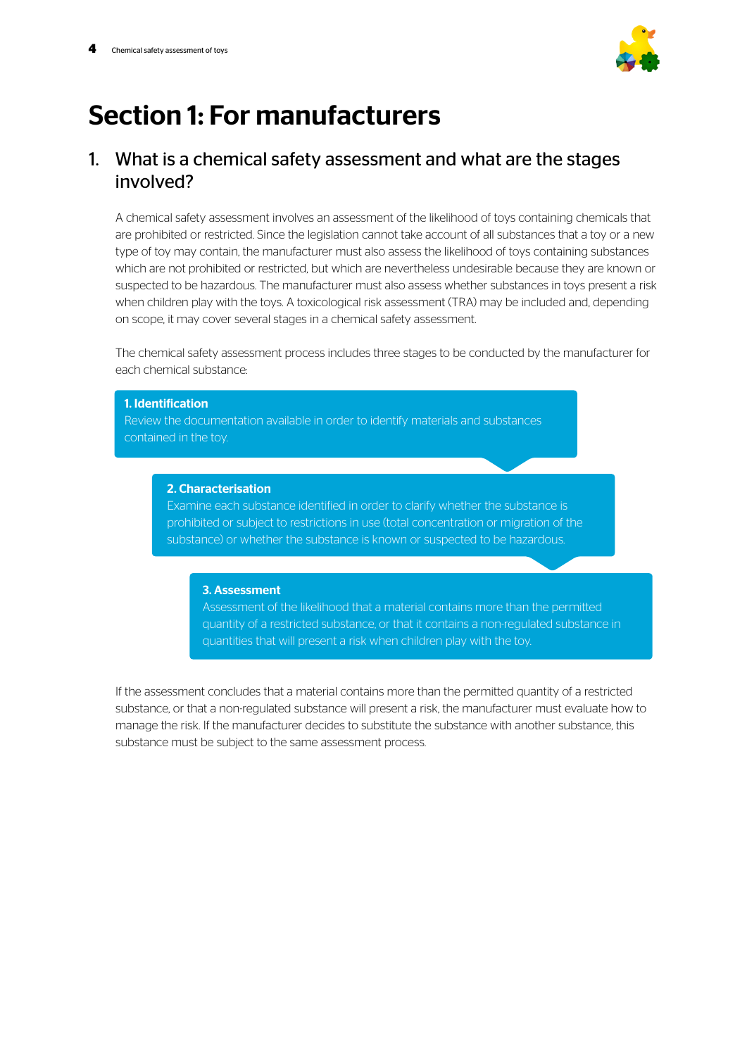# Section 1: For manufacturers

## 1. What is a chemical safety assessment and what are the stages involved?

A chemical safety assessment involves an assessment of the likelihood of toys containing chemicals that are prohibited or restricted. Since the legislation cannot take account of all substances that a toy or a new type of toy may contain, the manufacturer must also assess the likelihood of toys containing substances which are not prohibited or restricted, but which are nevertheless undesirable because they are known or suspected to be hazardous. The manufacturer must also assess whether substances in toys present a risk when children play with the toys. A toxicological risk assessment (TRA) may be included and, depending on scope, it may cover several stages in a chemical safety assessment.

The chemical safety assessment process includes three stages to be conducted by the manufacturer for each chemical substance:

**1. Identification**
Review the documentation available in order to identify materials and substances contained in the toy.

**2. Characterisation**
Examine each substance identified in order to clarify whether the substance is prohibited or subject to restrictions in use (total concentration or migration of the substance) or whether the substance is known or suspected to be hazardous.

**3. Assessment**
Assessment of the likelihood that a material contains more than the permitted quantity of a restricted substance, or that it contains a non-regulated substance in quantities that will present a risk when children play with the toy.

If the assessment concludes that a material contains more than the permitted quantity of a restricted substance, or that a non-regulated substance will present a risk, the manufacturer must evaluate how to manage the risk. If the manufacturer decides to substitute the substance with another substance, this substance must be subject to the same assessment process.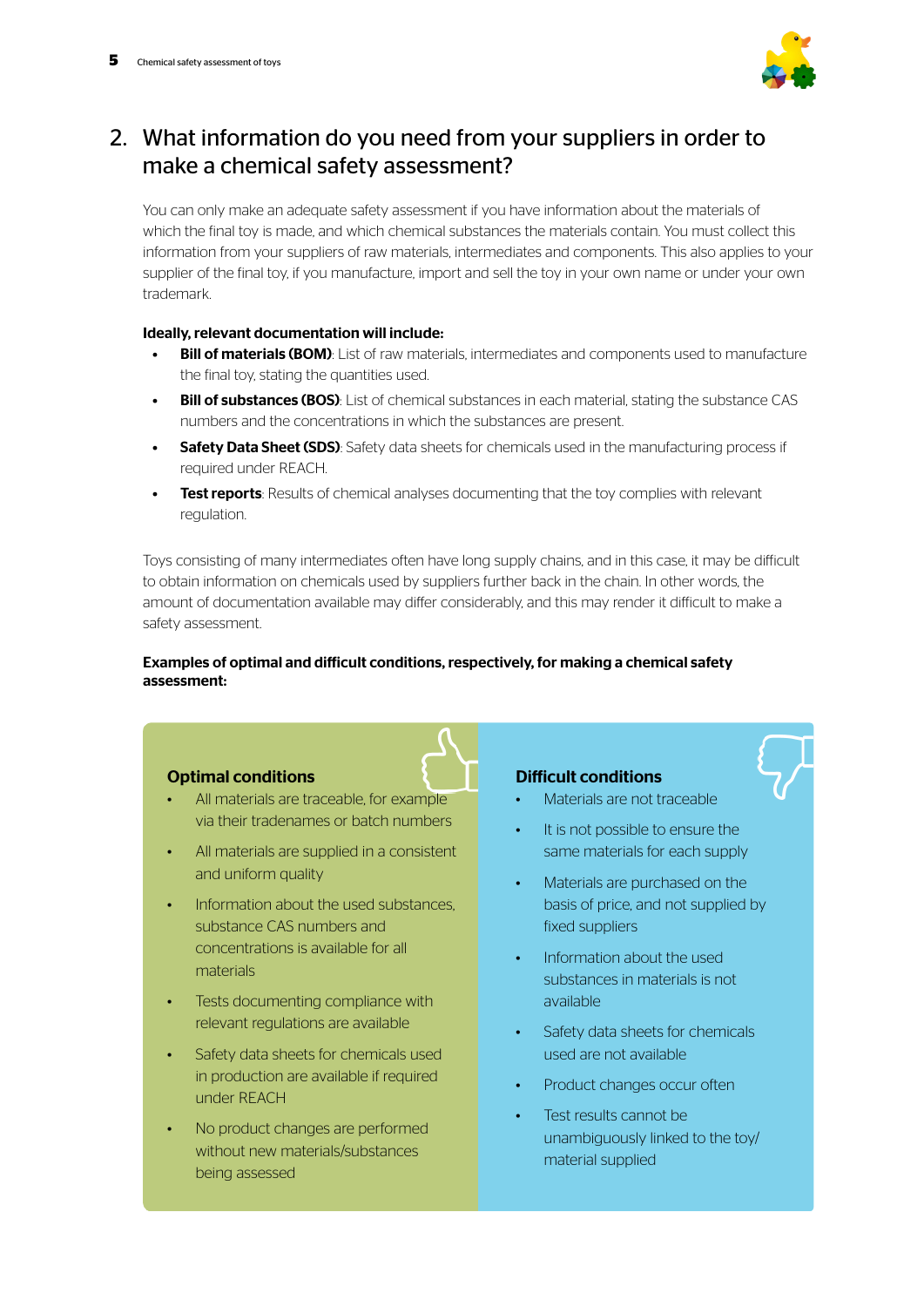## 2. What information do you need from your suppliers in order to make a chemical safety assessment?

You can only make an adequate safety assessment if you have information about the materials of which the final toy is made, and which chemical substances the materials contain. You must collect this information from your suppliers of raw materials, intermediates and components. This also applies to your supplier of the final toy, if you manufacture, import and sell the toy in your own name or under your own trademark.

**Ideally, relevant documentation will include:**

- **Bill of materials (BOM)**: List of raw materials, intermediates and components used to manufacture the final toy, stating the quantities used.
- **Bill of substances (BOS)**: List of chemical substances in each material, stating the substance CAS numbers and the concentrations in which the substances are present.
- **Safety Data Sheet (SDS)**: Safety data sheets for chemicals used in the manufacturing process if required under REACH.
- **Test reports**: Results of chemical analyses documenting that the toy complies with relevant regulation.

Toys consisting of many intermediates often have long supply chains, and in this case, it may be difficult to obtain information on chemicals used by suppliers further back in the chain. In other words, the amount of documentation available may differ considerably, and this may render it difficult to make a safety assessment.

**Examples of optimal and difficult conditions, respectively, for making a chemical safety assessment:**

### Optimal conditions

- All materials are traceable, for example via their tradenames or batch numbers
- All materials are supplied in a consistent and uniform quality
- Information about the used substances, substance CAS numbers and concentrations is available for all materials
- Tests documenting compliance with relevant regulations are available
- Safety data sheets for chemicals used in production are available if required under REACH
- No product changes are performed without new materials/substances being assessed

### Difficult conditions

- Materials are not traceable
- It is not possible to ensure the same materials for each supply
- Materials are purchased on the basis of price, and not supplied by fixed suppliers
- Information about the used substances in materials is not available
- Safety data sheets for chemicals used are not available
- Product changes occur often
- Test results cannot be unambiguously linked to the toy/material supplied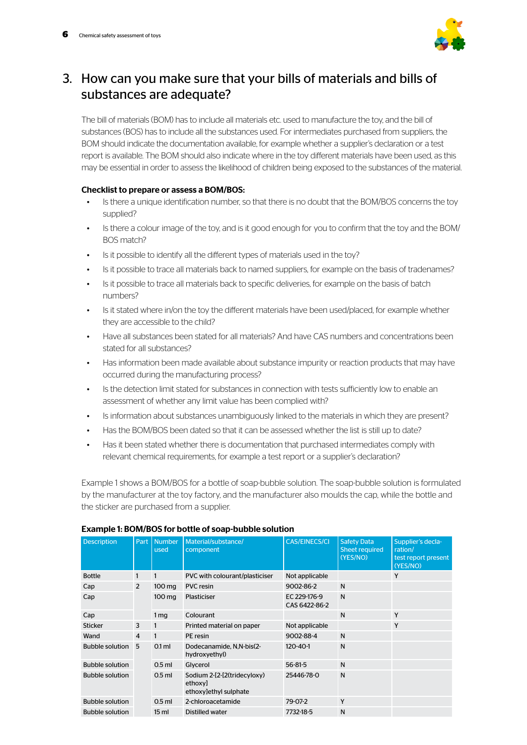## 3. How can you make sure that your bills of materials and bills of substances are adequate?

The bill of materials (BOM) has to include all materials etc. used to manufacture the toy, and the bill of substances (BOS) has to include all the substances used. For intermediates purchased from suppliers, the BOM should indicate the documentation available, for example whether a supplier's declaration or a test report is available. The BOM should also indicate where in the toy different materials have been used, as this may be essential in order to assess the likelihood of children being exposed to the substances of the material.

**Checklist to prepare or assess a BOM/BOS:**

- Is there a unique identification number, so that there is no doubt that the BOM/BOS concerns the toy supplied?
- Is there a colour image of the toy, and is it good enough for you to confirm that the toy and the BOM/BOS match?
- Is it possible to identify all the different types of materials used in the toy?
- Is it possible to trace all materials back to named suppliers, for example on the basis of tradenames?
- Is it possible to trace all materials back to specific deliveries, for example on the basis of batch numbers?
- Is it stated where in/on the toy the different materials have been used/placed, for example whether they are accessible to the child?
- Have all substances been stated for all materials? And have CAS numbers and concentrations been stated for all substances?
- Has information been made available about substance impurity or reaction products that may have occurred during the manufacturing process?
- Is the detection limit stated for substances in connection with tests sufficiently low to enable an assessment of whether any limit value has been complied with?
- Is information about substances unambiguously linked to the materials in which they are present?
- Has the BOM/BOS been dated so that it can be assessed whether the list is still up to date?
- Has it been stated whether there is documentation that purchased intermediates comply with relevant chemical requirements, for example a test report or a supplier's declaration?

Example 1 shows a BOM/BOS for a bottle of soap-bubble solution. The soap-bubble solution is formulated by the manufacturer at the toy factory, and the manufacturer also moulds the cap, while the bottle and the sticker are purchased from a supplier.

**Example 1: BOM/BOS for bottle of soap-bubble solution**

| Description | Part | Number used | Material/substance/ component | CAS/EINECS/CI | Safety Data Sheet required (YES/NO) | Supplier's declaration/ test report present (YES/NO) |
|---|---|---|---|---|---|---|
| Bottle | 1 | 1 | PVC with colourant/plasticiser | Not applicable | | Y |
| Cap | 2 | 100 mg | PVC resin | 9002-86-2 | N | |
| Cap | | 100 mg | Plasticiser | EC 229-176-9 CAS 6422-86-2 | N | |
| Cap | | 1 mg | Colourant | | N | Y |
| Sticker | 3 | 1 | Printed material on paper | Not applicable | | Y |
| Wand | 4 | 1 | PE resin | 9002-88-4 | N | |
| Bubble solution | 5 | 0.1 ml | Dodecanamide, N,N-bis(2-hydroxyethyl) | 120-40-1 | N | |
| Bubble solution | | 0.5 ml | Glycerol | 56-81-5 | N | |
| Bubble solution | | 0.5 ml | Sodium 2-[2-[2(tridecyloxy) ethoxy] ethoxy]ethyl sulphate | 25446-78-0 | N | |
| Bubble solution | | 0.5 ml | 2-chloroacetamide | 79-07-2 | Y | |
| Bubble solution | | 15 ml | Distilled water | 7732-18-5 | N | |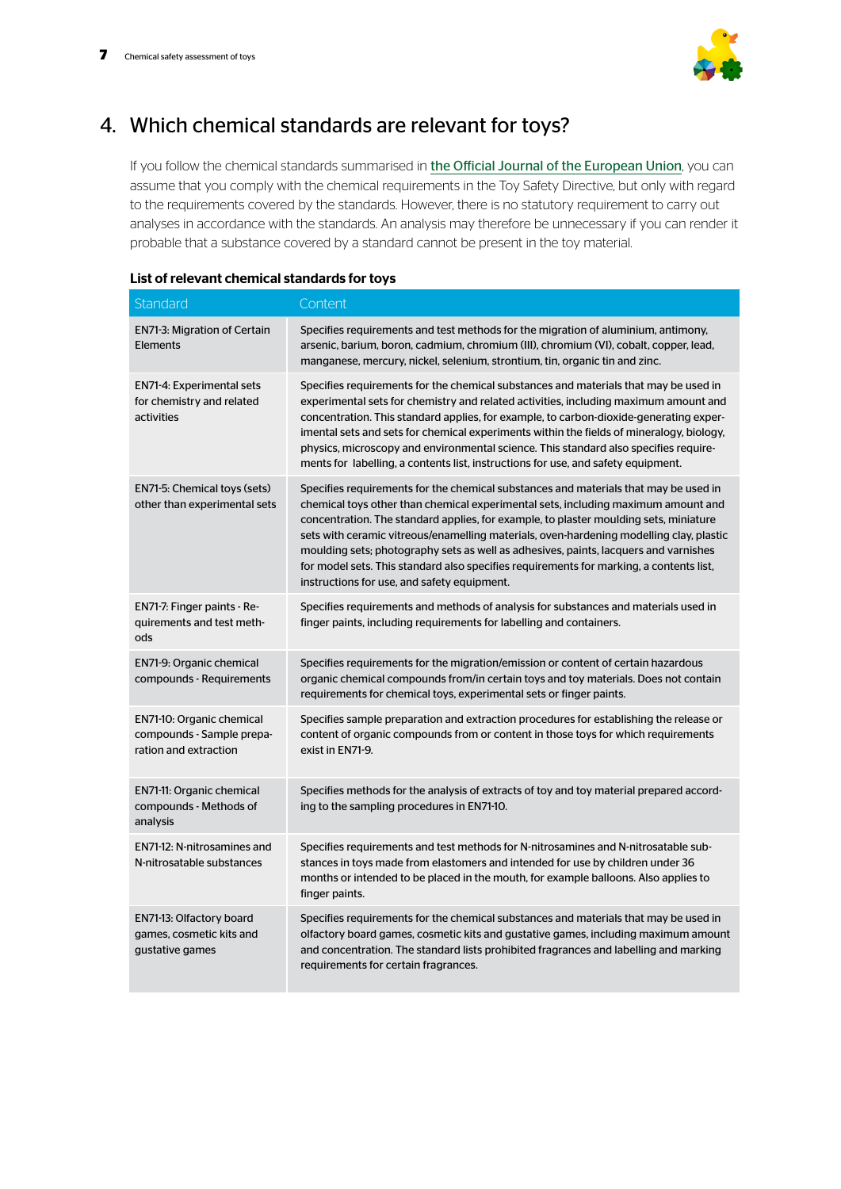## 4. Which chemical standards are relevant for toys?

If you follow the chemical standards summarised in the Official Journal of the European Union, you can assume that you comply with the chemical requirements in the Toy Safety Directive, but only with regard to the requirements covered by the standards. However, there is no statutory requirement to carry out analyses in accordance with the standards. An analysis may therefore be unnecessary if you can render it probable that a substance covered by a standard cannot be present in the toy material.

**List of relevant chemical standards for toys**

| Standard | Content |
|---|---|
| EN71-3: Migration of Certain Elements | Specifies requirements and test methods for the migration of aluminium, antimony, arsenic, barium, boron, cadmium, chromium (III), chromium (VI), cobalt, copper, lead, manganese, mercury, nickel, selenium, strontium, tin, organic tin and zinc. |
| EN71-4: Experimental sets for chemistry and related activities | Specifies requirements for the chemical substances and materials that may be used in experimental sets for chemistry and related activities, including maximum amount and concentration. This standard applies, for example, to carbon-dioxide-generating experimental sets and sets for chemical experiments within the fields of mineralogy, biology, physics, microscopy and environmental science. This standard also specifies requirements for labelling, a contents list, instructions for use, and safety equipment. |
| EN71-5: Chemical toys (sets) other than experimental sets | Specifies requirements for the chemical substances and materials that may be used in chemical toys other than chemical experimental sets, including maximum amount and concentration. The standard applies, for example, to plaster moulding sets, miniature sets with ceramic vitreous/enamelling materials, oven-hardening modelling clay, plastic moulding sets; photography sets as well as adhesives, paints, lacquers and varnishes for model sets. This standard also specifies requirements for marking, a contents list, instructions for use, and safety equipment. |
| EN71-7: Finger paints - Requirements and test methods | Specifies requirements and methods of analysis for substances and materials used in finger paints, including requirements for labelling and containers. |
| EN71-9: Organic chemical compounds - Requirements | Specifies requirements for the migration/emission or content of certain hazardous organic chemical compounds from/in certain toys and toy materials. Does not contain requirements for chemical toys, experimental sets or finger paints. |
| EN71-10: Organic chemical compounds - Sample preparation and extraction | Specifies sample preparation and extraction procedures for establishing the release or content of organic compounds from or content in those toys for which requirements exist in EN71-9. |
| EN71-11: Organic chemical compounds - Methods of analysis | Specifies methods for the analysis of extracts of toy and toy material prepared according to the sampling procedures in EN71-10. |
| EN71-12: N-nitrosamines and N-nitrosatable substances | Specifies requirements and test methods for N-nitrosamines and N-nitrosatable substances in toys made from elastomers and intended for use by children under 36 months or intended to be placed in the mouth, for example balloons. Also applies to finger paints. |
| EN71-13: Olfactory board games, cosmetic kits and gustative games | Specifies requirements for the chemical substances and materials that may be used in olfactory board games, cosmetic kits and gustative games, including maximum amount and concentration. The standard lists prohibited fragrances and labelling and marking requirements for certain fragrances. |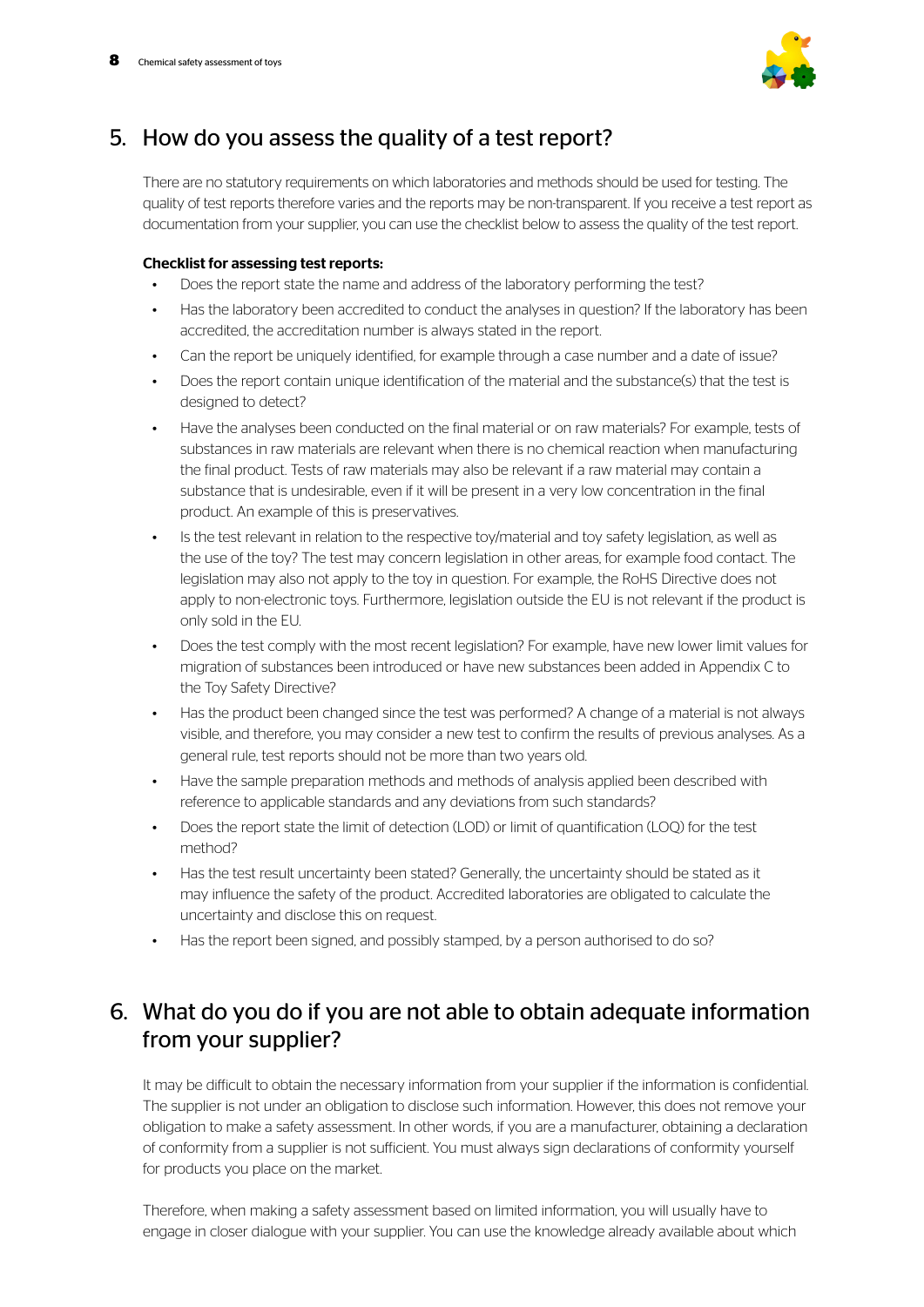## 5. How do you assess the quality of a test report?

There are no statutory requirements on which laboratories and methods should be used for testing. The quality of test reports therefore varies and the reports may be non-transparent. If you receive a test report as documentation from your supplier, you can use the checklist below to assess the quality of the test report.

**Checklist for assessing test reports:**

- Does the report state the name and address of the laboratory performing the test?
- Has the laboratory been accredited to conduct the analyses in question? If the laboratory has been accredited, the accreditation number is always stated in the report.
- Can the report be uniquely identified, for example through a case number and a date of issue?
- Does the report contain unique identification of the material and the substance(s) that the test is designed to detect?
- Have the analyses been conducted on the final material or on raw materials? For example, tests of substances in raw materials are relevant when there is no chemical reaction when manufacturing the final product. Tests of raw materials may also be relevant if a raw material may contain a substance that is undesirable, even if it will be present in a very low concentration in the final product. An example of this is preservatives.
- Is the test relevant in relation to the respective toy/material and toy safety legislation, as well as the use of the toy? The test may concern legislation in other areas, for example food contact. The legislation may also not apply to the toy in question. For example, the RoHS Directive does not apply to non-electronic toys. Furthermore, legislation outside the EU is not relevant if the product is only sold in the EU.
- Does the test comply with the most recent legislation? For example, have new lower limit values for migration of substances been introduced or have new substances been added in Appendix C to the Toy Safety Directive?
- Has the product been changed since the test was performed? A change of a material is not always visible, and therefore, you may consider a new test to confirm the results of previous analyses. As a general rule, test reports should not be more than two years old.
- Have the sample preparation methods and methods of analysis applied been described with reference to applicable standards and any deviations from such standards?
- Does the report state the limit of detection (LOD) or limit of quantification (LOQ) for the test method?
- Has the test result uncertainty been stated? Generally, the uncertainty should be stated as it may influence the safety of the product. Accredited laboratories are obligated to calculate the uncertainty and disclose this on request.
- Has the report been signed, and possibly stamped, by a person authorised to do so?

## 6. What do you do if you are not able to obtain adequate information from your supplier?

It may be difficult to obtain the necessary information from your supplier if the information is confidential. The supplier is not under an obligation to disclose such information. However, this does not remove your obligation to make a safety assessment. In other words, if you are a manufacturer, obtaining a declaration of conformity from a supplier is not sufficient. You must always sign declarations of conformity yourself for products you place on the market.

Therefore, when making a safety assessment based on limited information, you will usually have to engage in closer dialogue with your supplier. You can use the knowledge already available about which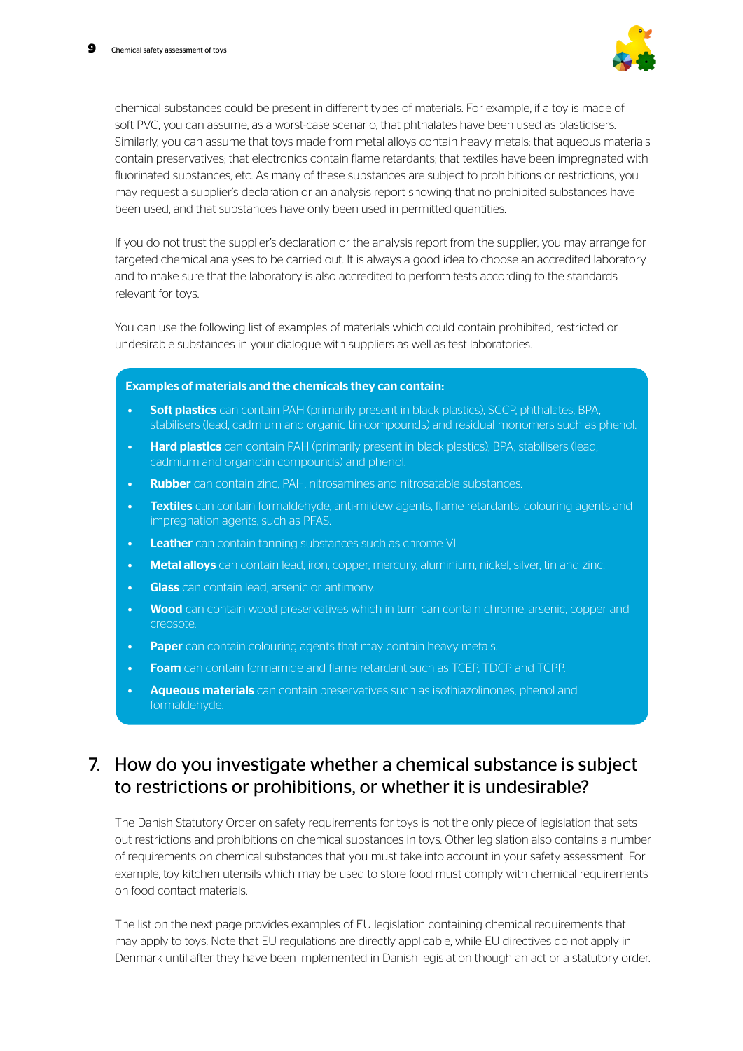chemical substances could be present in different types of materials. For example, if a toy is made of soft PVC, you can assume, as a worst-case scenario, that phthalates have been used as plasticisers. Similarly, you can assume that toys made from metal alloys contain heavy metals; that aqueous materials contain preservatives; that electronics contain flame retardants; that textiles have been impregnated with fluorinated substances, etc. As many of these substances are subject to prohibitions or restrictions, you may request a supplier's declaration or an analysis report showing that no prohibited substances have been used, and that substances have only been used in permitted quantities.

If you do not trust the supplier's declaration or the analysis report from the supplier, you may arrange for targeted chemical analyses to be carried out. It is always a good idea to choose an accredited laboratory and to make sure that the laboratory is also accredited to perform tests according to the standards relevant for toys.

You can use the following list of examples of materials which could contain prohibited, restricted or undesirable substances in your dialogue with suppliers as well as test laboratories.

**Examples of materials and the chemicals they can contain:**

- **Soft plastics** can contain PAH (primarily present in black plastics), SCCP, phthalates, BPA, stabilisers (lead, cadmium and organic tin-compounds) and residual monomers such as phenol.
- **Hard plastics** can contain PAH (primarily present in black plastics), BPA, stabilisers (lead, cadmium and organotin compounds) and phenol.
- **Rubber** can contain zinc, PAH, nitrosamines and nitrosatable substances.
- **Textiles** can contain formaldehyde, anti-mildew agents, flame retardants, colouring agents and impregnation agents, such as PFAS.
- **Leather** can contain tanning substances such as chrome VI.
- **Metal alloys** can contain lead, iron, copper, mercury, aluminium, nickel, silver, tin and zinc.
- **Glass** can contain lead, arsenic or antimony.
- **Wood** can contain wood preservatives which in turn can contain chrome, arsenic, copper and creosote.
- **Paper** can contain colouring agents that may contain heavy metals.
- **Foam** can contain formamide and flame retardant such as TCEP, TDCP and TCPP.
- **Aqueous materials** can contain preservatives such as isothiazolinones, phenol and formaldehyde.

## 7. How do you investigate whether a chemical substance is subject to restrictions or prohibitions, or whether it is undesirable?

The Danish Statutory Order on safety requirements for toys is not the only piece of legislation that sets out restrictions and prohibitions on chemical substances in toys. Other legislation also contains a number of requirements on chemical substances that you must take into account in your safety assessment. For example, toy kitchen utensils which may be used to store food must comply with chemical requirements on food contact materials.

The list on the next page provides examples of EU legislation containing chemical requirements that may apply to toys. Note that EU regulations are directly applicable, while EU directives do not apply in Denmark until after they have been implemented in Danish legislation though an act or a statutory order.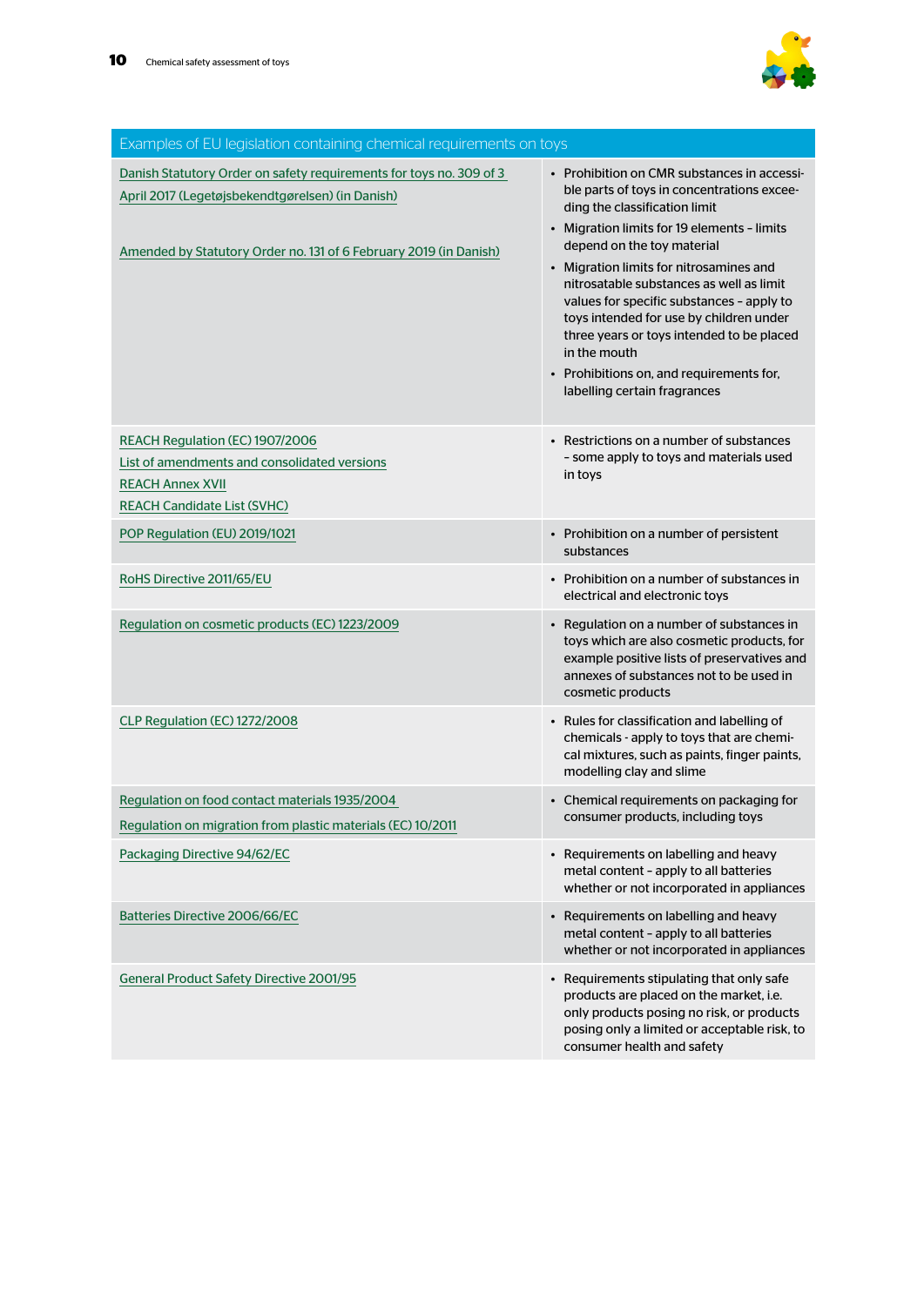| Examples of EU legislation containing chemical requirements on toys | |
|---|---|
| Danish Statutory Order on safety requirements for toys no. 309 of 3 April 2017 (Legetøjsbekendtgørelsen) (in Danish)<br><br>Amended by Statutory Order no. 131 of 6 February 2019 (in Danish) | • Prohibition on CMR substances in accessible parts of toys in concentrations exceeding the classification limit<br>• Migration limits for 19 elements – limits depend on the toy material<br>• Migration limits for nitrosamines and nitrosatable substances as well as limit values for specific substances – apply to toys intended for use by children under three years or toys intended to be placed in the mouth<br>• Prohibitions on, and requirements for, labelling certain fragrances |
| REACH Regulation (EC) 1907/2006<br>List of amendments and consolidated versions<br>REACH Annex XVII<br>REACH Candidate List (SVHC) | • Restrictions on a number of substances – some apply to toys and materials used in toys |
| POP Regulation (EU) 2019/1021 | • Prohibition on a number of persistent substances |
| RoHS Directive 2011/65/EU | • Prohibition on a number of substances in electrical and electronic toys |
| Regulation on cosmetic products (EC) 1223/2009 | • Regulation on a number of substances in toys which are also cosmetic products, for example positive lists of preservatives and annexes of substances not to be used in cosmetic products |
| CLP Regulation (EC) 1272/2008 | • Rules for classification and labelling of chemicals - apply to toys that are chemical mixtures, such as paints, finger paints, modelling clay and slime |
| Regulation on food contact materials 1935/2004<br>Regulation on migration from plastic materials (EC) 10/2011 | • Chemical requirements on packaging for consumer products, including toys |
| Packaging Directive 94/62/EC | • Requirements on labelling and heavy metal content – apply to all batteries whether or not incorporated in appliances |
| Batteries Directive 2006/66/EC | • Requirements on labelling and heavy metal content – apply to all batteries whether or not incorporated in appliances |
| General Product Safety Directive 2001/95 | • Requirements stipulating that only safe products are placed on the market, i.e. only products posing no risk, or products posing only a limited or acceptable risk, to consumer health and safety |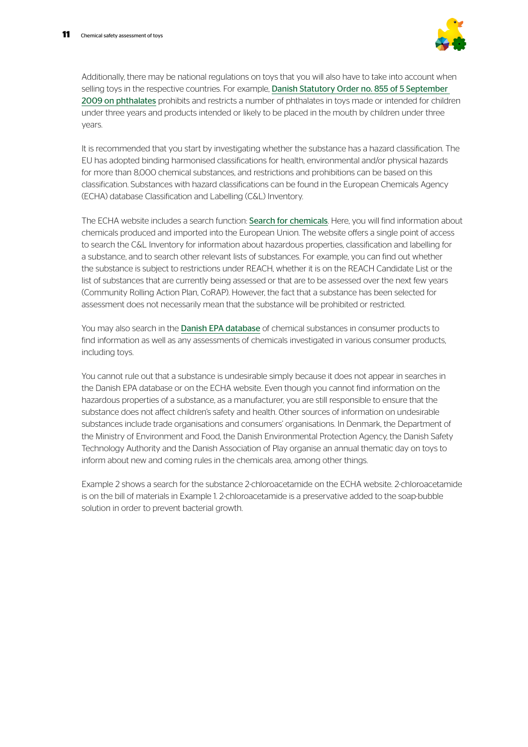Additionally, there may be national regulations on toys that you will also have to take into account when selling toys in the respective countries. For example, Danish Statutory Order no. 855 of 5 September 2009 on phthalates prohibits and restricts a number of phthalates in toys made or intended for children under three years and products intended or likely to be placed in the mouth by children under three years.

It is recommended that you start by investigating whether the substance has a hazard classification. The EU has adopted binding harmonised classifications for health, environmental and/or physical hazards for more than 8,000 chemical substances, and restrictions and prohibitions can be based on this classification. Substances with hazard classifications can be found in the European Chemicals Agency (ECHA) database Classification and Labelling (C&L) Inventory.

The ECHA website includes a search function: Search for chemicals. Here, you will find information about chemicals produced and imported into the European Union. The website offers a single point of access to search the C&L Inventory for information about hazardous properties, classification and labelling for a substance, and to search other relevant lists of substances. For example, you can find out whether the substance is subject to restrictions under REACH, whether it is on the REACH Candidate List or the list of substances that are currently being assessed or that are to be assessed over the next few years (Community Rolling Action Plan, CoRAP). However, the fact that a substance has been selected for assessment does not necessarily mean that the substance will be prohibited or restricted.

You may also search in the Danish EPA database of chemical substances in consumer products to find information as well as any assessments of chemicals investigated in various consumer products, including toys.

You cannot rule out that a substance is undesirable simply because it does not appear in searches in the Danish EPA database or on the ECHA website. Even though you cannot find information on the hazardous properties of a substance, as a manufacturer, you are still responsible to ensure that the substance does not affect children's safety and health. Other sources of information on undesirable substances include trade organisations and consumers' organisations. In Denmark, the Department of the Ministry of Environment and Food, the Danish Environmental Protection Agency, the Danish Safety Technology Authority and the Danish Association of Play organise an annual thematic day on toys to inform about new and coming rules in the chemicals area, among other things.

Example 2 shows a search for the substance 2-chloroacetamide on the ECHA website. 2-chloroacetamide is on the bill of materials in Example 1. 2-chloroacetamide is a preservative added to the soap-bubble solution in order to prevent bacterial growth.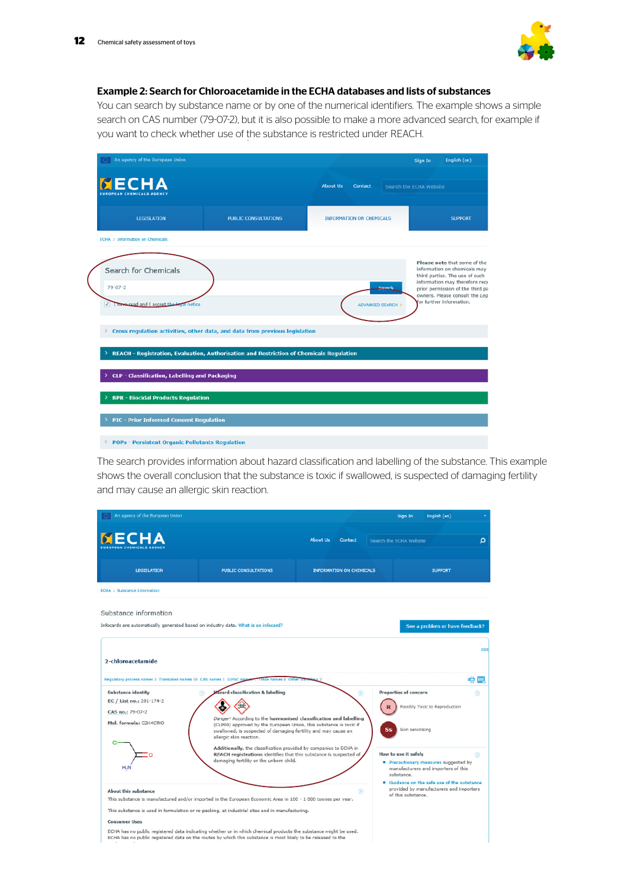**Example 2: Search for Chloroacetamide in the ECHA databases and lists of substances**

You can search by substance name or by one of the numerical identifiers. The example shows a simple search on CAS number (79-07-2), but it is also possible to make a more advanced search, for example if you want to check whether use of the substance is restricted under REACH.

An agency of the European Union | Sign In | English (en)

ECHA EUROPEAN CHEMICALS AGENCY | About Us | Contact | Search the ECHA Website

LEGISLATION | PUBLIC CONSULTATIONS | INFORMATION ON CHEMICALS | SUPPORT

ECHA > Information on Chemicals

Search for Chemicals

79-07-2

Search

I have read and I accept the legal notice

ADVANCED SEARCH >

Please note that some of the information on chemicals may third parties. The use of such information may therefore req prior permission of the third pa owners. Please consult the Leg for further information.

- Cross regulation activities, other data, and data from previous legislation
- REACH - Registration, Evaluation, Authorisation and Restriction of Chemicals Regulation
- CLP - Classification, Labelling and Packaging
- BPR - Biocidal Products Regulation
- PIC - Prior Informed Consent Regulation
- POPs - Persistent Organic Pollutants Regulation

The search provides information about hazard classification and labelling of the substance. This example shows the overall conclusion that the substance is toxic if swallowed, is suspected of damaging fertility and may cause an allergic skin reaction.

An agency of the European Union | Sign In | English (en)

ECHA EUROPEAN CHEMICALS AGENCY | About Us | Contact | Search the ECHA Website

LEGISLATION | PUBLIC CONSULTATIONS | INFORMATION ON CHEMICALS | SUPPORT

ECHA > Substance Information

Substance information

Infocards are automatically generated based on industry data. What is an infocard?

See a problem or have feedback?

2-chloroacetamide

Regulatory process names 2 Translated names 18 CAS names 1 IUPAC names Trade names 8 Other identifiers 2

**Substance identity**

EC / List no.: 201-174-2

CAS no.: 79-07-2

Mol. formula: C2H4ClNO

**Hazard classification & labelling**

Danger! According to the harmonised classification and labelling (CLP00) approved by the European Union, this substance is toxic if swallowed, is suspected of damaging fertility and may cause an allergic skin reaction.

Additionally, the classification provided by companies to ECHA in REACH registrations identifies that this substance is suspected of damaging fertility or the unborn child.

**Properties of concern**

R Possibly Toxic to Reproduction

Ss Skin sensitising

**How to use it safely**

- Precautionary measures suggested by manufacturers and importers of this substance.
- Guidance on the safe use of the substance provided by manufacturers and importers of this substance.

**About this substance**

This substance is manufactured and/or imported in the European Economic Area in 100 - 1 000 tonnes per year.

This substance is used in formulation or re-packing, at industrial sites and in manufacturing.

**Consumer Uses**

ECHA has no public registered data indicating whether or in which chemical products the substance might be used.
ECHA has no public registered data on the routes by which this substance is most likely to be released to the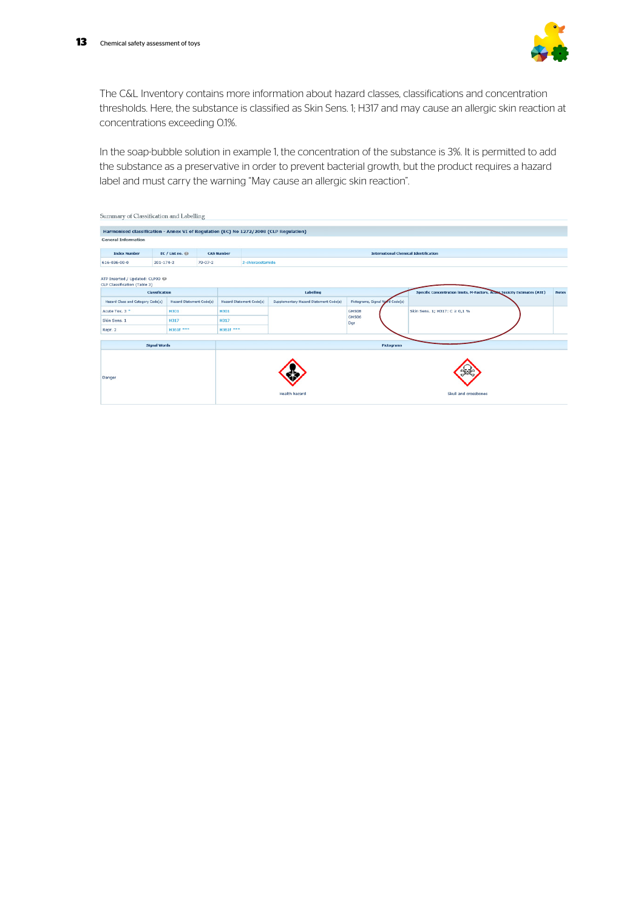The C&L Inventory contains more information about hazard classes, classifications and concentration thresholds. Here, the substance is classified as Skin Sens. 1; H317 and may cause an allergic skin reaction at concentrations exceeding 0.1%.

In the soap-bubble solution in example 1, the concentration of the substance is 3%. It is permitted to add the substance as a preservative in order to prevent bacterial growth, but the product requires a hazard label and must carry the warning "May cause an allergic skin reaction".

Summary of Classification and Labelling

**Harmonised classification - Annex VI of Regulation (EC) No 1272/2008 (CLP Regulation)**

General Information

| Index Number | EC / List no. | CAS Number | International Chemical Identification |
|---|---|---|---|
| 616-036-00-0 | 201-174-2 | 79-07-2 | 2-chloroacetamide |

ATP Inserted / Updated: CLP00
CLP Classification (Table 3)

| Classification | | Labelling | | | Specific Concentration limits, M-Factors, Acute Toxicity Estimates (ATE) | Notes |
|---|---|---|---|---|---|---|
| Hazard Class and Category Code(s) | Hazard Statement Code(s) | Hazard Statement Code(s) | Supplementary Hazard Statement Code(s) | Pictograms, Signal Word Code(s) | | |
| Acute Tox. 3 * | H301 | H301 | | GHS08 GHS06 Dgr | Skin Sens. 1; H317: C ≥ 0,1 % | |
| Skin Sens. 1 | H317 | H317 | | | | |
| Repr. 2 | H361f *** | H361f *** | | | | |

| Signal Words | Pictograms | |
|---|---|---|
| Danger | Health hazard | Skull and crossbones |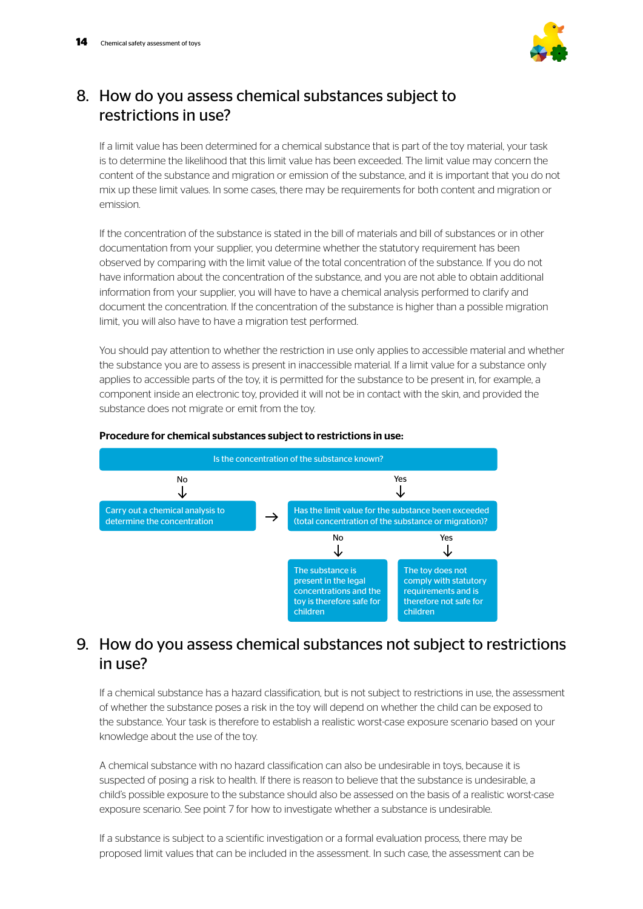## 8. How do you assess chemical substances subject to restrictions in use?

If a limit value has been determined for a chemical substance that is part of the toy material, your task is to determine the likelihood that this limit value has been exceeded. The limit value may concern the content of the substance and migration or emission of the substance, and it is important that you do not mix up these limit values. In some cases, there may be requirements for both content and migration or emission.

If the concentration of the substance is stated in the bill of materials and bill of substances or in other documentation from your supplier, you determine whether the statutory requirement has been observed by comparing with the limit value of the total concentration of the substance. If you do not have information about the concentration of the substance, and you are not able to obtain additional information from your supplier, you will have to have a chemical analysis performed to clarify and document the concentration. If the concentration of the substance is higher than a possible migration limit, you will also have to have a migration test performed.

You should pay attention to whether the restriction in use only applies to accessible material and whether the substance you are to assess is present in inaccessible material. If a limit value for a substance only applies to accessible parts of the toy, it is permitted for the substance to be present in, for example, a component inside an electronic toy, provided it will not be in contact with the skin, and provided the substance does not migrate or emit from the toy.

**Procedure for chemical substances subject to restrictions in use:**

Is the concentration of the substance known?

- No ↓ Carry out a chemical analysis to determine the concentration →
- Yes ↓ Has the limit value for the substance been exceeded (total concentration of the substance or migration)?
  - No ↓ The substance is present in the legal concentrations and the toy is therefore safe for children
  - Yes ↓ The toy does not comply with statutory requirements and is therefore not safe for children

## 9. How do you assess chemical substances not subject to restrictions in use?

If a chemical substance has a hazard classification, but is not subject to restrictions in use, the assessment of whether the substance poses a risk in the toy will depend on whether the child can be exposed to the substance. Your task is therefore to establish a realistic worst-case exposure scenario based on your knowledge about the use of the toy.

A chemical substance with no hazard classification can also be undesirable in toys, because it is suspected of posing a risk to health. If there is reason to believe that the substance is undesirable, a child's possible exposure to the substance should also be assessed on the basis of a realistic worst-case exposure scenario. See point 7 for how to investigate whether a substance is undesirable.

If a substance is subject to a scientific investigation or a formal evaluation process, there may be proposed limit values that can be included in the assessment. In such case, the assessment can be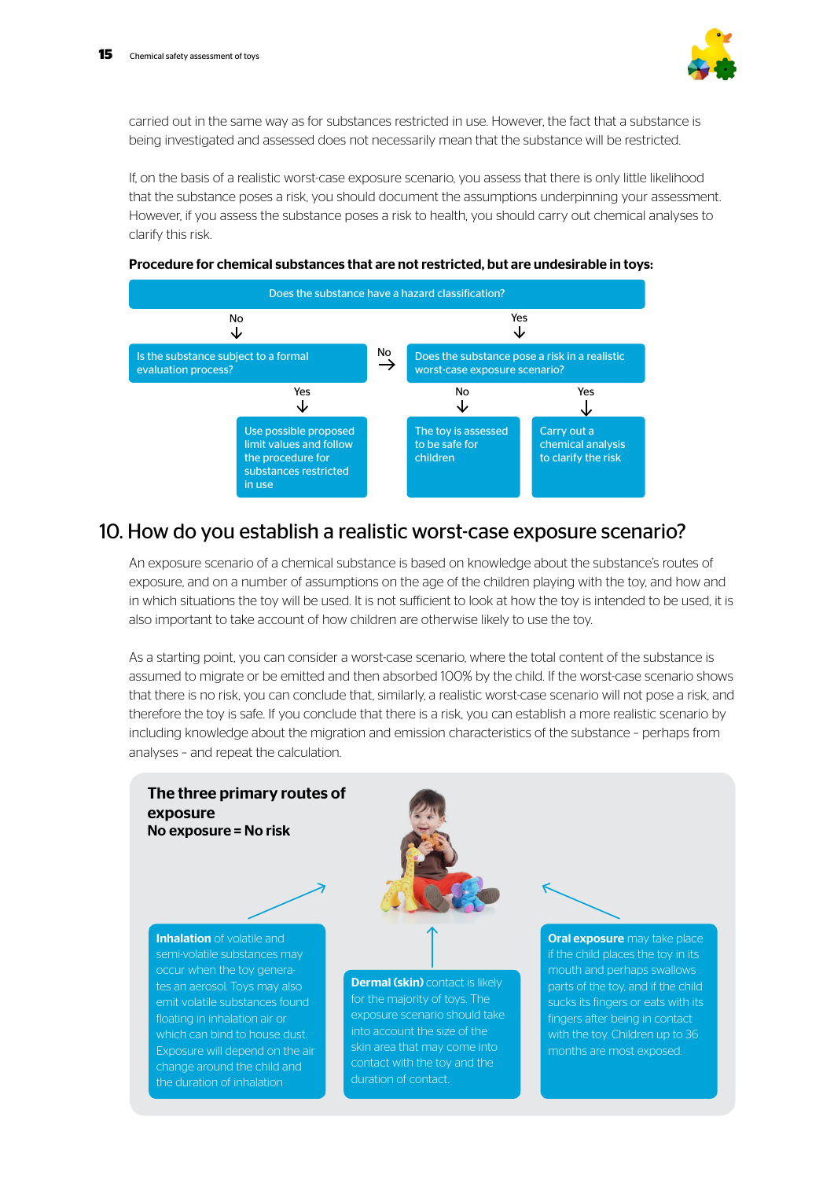carried out in the same way as for substances restricted in use. However, the fact that a substance is being investigated and assessed does not necessarily mean that the substance will be restricted.

If, on the basis of a realistic worst-case exposure scenario, you assess that there is only little likelihood that the substance poses a risk, you should document the assumptions underpinning your assessment. However, if you assess the substance poses a risk to health, you should carry out chemical analyses to clarify this risk.

**Procedure for chemical substances that are not restricted, but are undesirable in toys:**

Does the substance have a hazard classification?

- No → Is the substance subject to a formal evaluation process?
  - Yes → Use possible proposed limit values and follow the procedure for substances restricted in use
  - No → Does the substance pose a risk in a realistic worst-case exposure scenario?
- Yes → Does the substance pose a risk in a realistic worst-case exposure scenario?
  - No → The toy is assessed to be safe for children
  - Yes → Carry out a chemical analysis to clarify the risk

## 10. How do you establish a realistic worst-case exposure scenario?

An exposure scenario of a chemical substance is based on knowledge about the substance's routes of exposure, and on a number of assumptions on the age of the children playing with the toy, and how and in which situations the toy will be used. It is not sufficient to look at how the toy is intended to be used, it is also important to take account of how children are otherwise likely to use the toy.

As a starting point, you can consider a worst-case scenario, where the total content of the substance is assumed to migrate or be emitted and then absorbed 100% by the child. If the worst-case scenario shows that there is no risk, you can conclude that, similarly, a realistic worst-case scenario will not pose a risk, and therefore the toy is safe. If you conclude that there is a risk, you can establish a more realistic scenario by including knowledge about the migration and emission characteristics of the substance – perhaps from analyses – and repeat the calculation.

### The three primary routes of exposure
### No exposure = No risk

**Inhalation** of volatile and semi-volatile substances may occur when the toy generates an aerosol. Toys may also emit volatile substances found floating in inhalation air or which can bind to house dust. Exposure will depend on the air change around the child and the duration of inhalation

**Dermal (skin)** contact is likely for the majority of toys. The exposure scenario should take into account the size of the skin area that may come into contact with the toy and the duration of contact.

**Oral exposure** may take place if the child places the toy in its mouth and perhaps swallows parts of the toy, and if the child sucks its fingers or eats with its fingers after being in contact with the toy. Children up to 36 months are most exposed.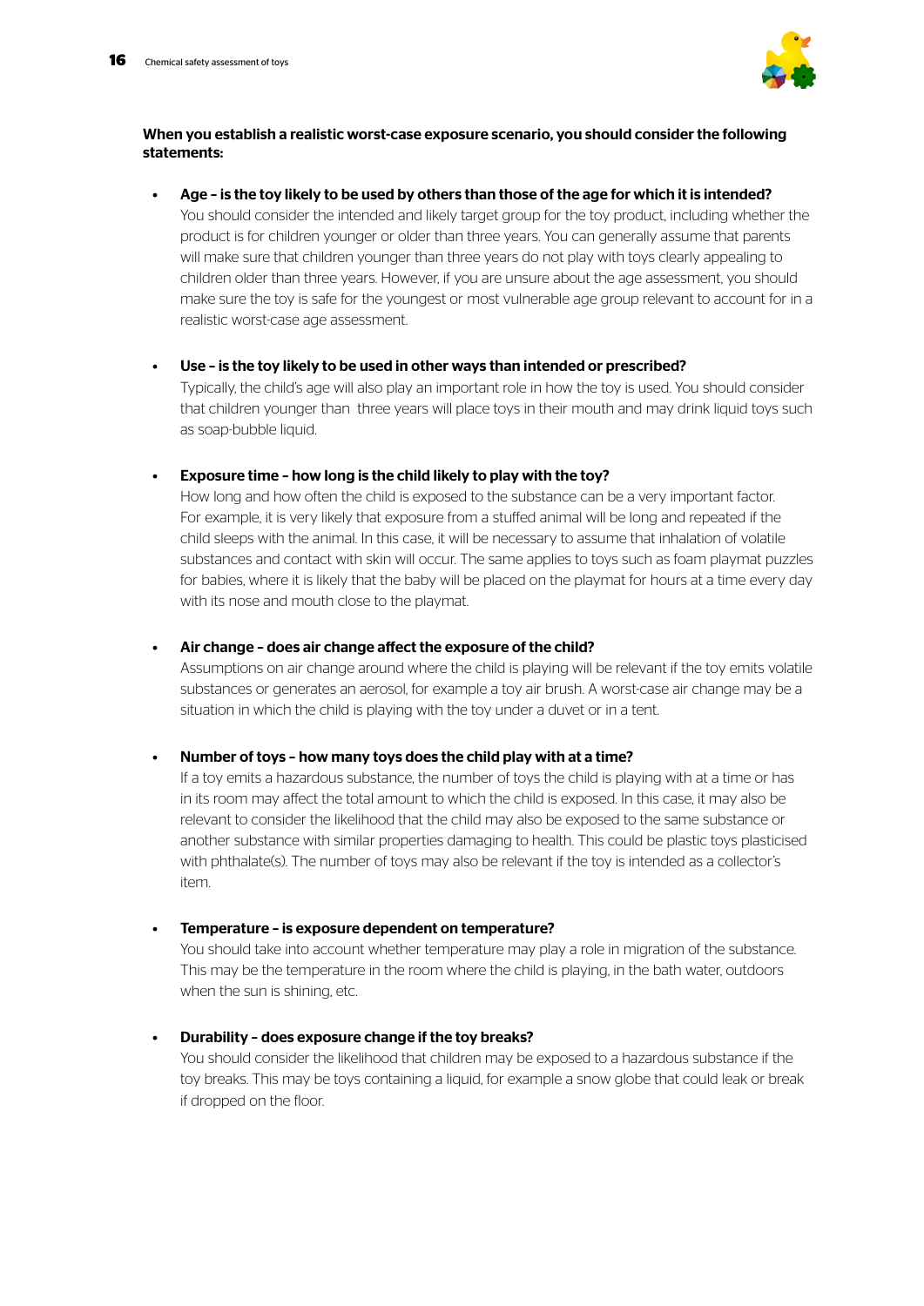**When you establish a realistic worst-case exposure scenario, you should consider the following statements:**

- **Age – is the toy likely to be used by others than those of the age for which it is intended?**
  You should consider the intended and likely target group for the toy product, including whether the product is for children younger or older than three years. You can generally assume that parents will make sure that children younger than three years do not play with toys clearly appealing to children older than three years. However, if you are unsure about the age assessment, you should make sure the toy is safe for the youngest or most vulnerable age group relevant to account for in a realistic worst-case age assessment.

- **Use – is the toy likely to be used in other ways than intended or prescribed?**
  Typically, the child's age will also play an important role in how the toy is used. You should consider that children younger than three years will place toys in their mouth and may drink liquid toys such as soap-bubble liquid.

- **Exposure time – how long is the child likely to play with the toy?**
  How long and how often the child is exposed to the substance can be a very important factor. For example, it is very likely that exposure from a stuffed animal will be long and repeated if the child sleeps with the animal. In this case, it will be necessary to assume that inhalation of volatile substances and contact with skin will occur. The same applies to toys such as foam playmat puzzles for babies, where it is likely that the baby will be placed on the playmat for hours at a time every day with its nose and mouth close to the playmat.

- **Air change – does air change affect the exposure of the child?**
  Assumptions on air change around where the child is playing will be relevant if the toy emits volatile substances or generates an aerosol, for example a toy air brush. A worst-case air change may be a situation in which the child is playing with the toy under a duvet or in a tent.

- **Number of toys – how many toys does the child play with at a time?**
  If a toy emits a hazardous substance, the number of toys the child is playing with at a time or has in its room may affect the total amount to which the child is exposed. In this case, it may also be relevant to consider the likelihood that the child may also be exposed to the same substance or another substance with similar properties damaging to health. This could be plastic toys plasticised with phthalate(s). The number of toys may also be relevant if the toy is intended as a collector's item.

- **Temperature – is exposure dependent on temperature?**
  You should take into account whether temperature may play a role in migration of the substance. This may be the temperature in the room where the child is playing, in the bath water, outdoors when the sun is shining, etc.

- **Durability – does exposure change if the toy breaks?**
  You should consider the likelihood that children may be exposed to a hazardous substance if the toy breaks. This may be toys containing a liquid, for example a snow globe that could leak or break if dropped on the floor.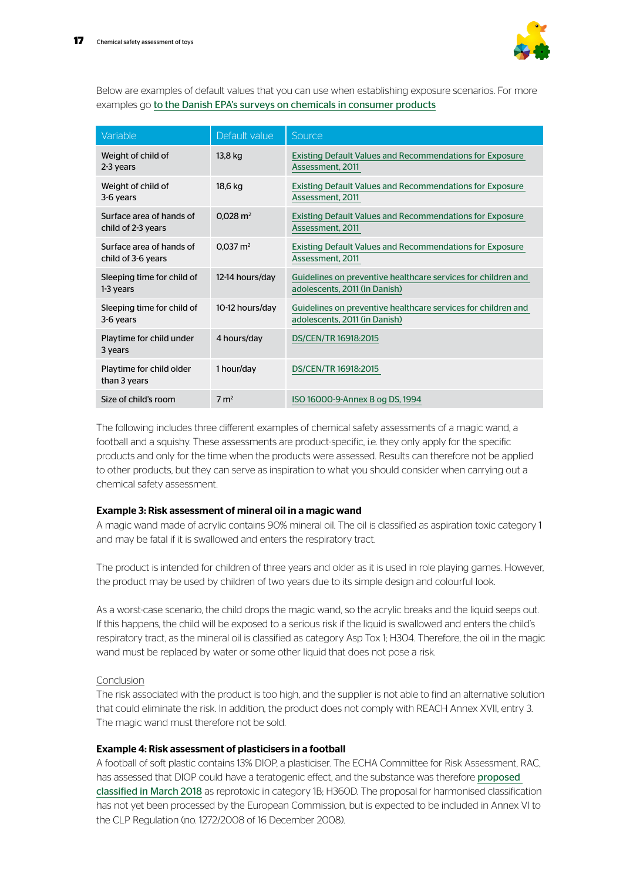Below are examples of default values that you can use when establishing exposure scenarios. For more examples go to the Danish EPA's surveys on chemicals in consumer products

| Variable | Default value | Source |
|---|---|---|
| Weight of child of 2-3 years | 13,8 kg | Existing Default Values and Recommendations for Exposure Assessment, 2011 |
| Weight of child of 3-6 years | 18,6 kg | Existing Default Values and Recommendations for Exposure Assessment, 2011 |
| Surface area of hands of child of 2-3 years | 0,028 $m^2$ | Existing Default Values and Recommendations for Exposure Assessment, 2011 |
| Surface area of hands of child of 3-6 years | 0,037 $m^2$ | Existing Default Values and Recommendations for Exposure Assessment, 2011 |
| Sleeping time for child of 1-3 years | 12-14 hours/day | Guidelines on preventive healthcare services for children and adolescents, 2011 (in Danish) |
| Sleeping time for child of 3-6 years | 10-12 hours/day | Guidelines on preventive healthcare services for children and adolescents, 2011 (in Danish) |
| Playtime for child under 3 years | 4 hours/day | DS/CEN/TR 16918:2015 |
| Playtime for child older than 3 years | 1 hour/day | DS/CEN/TR 16918:2015 |
| Size of child's room | 7 $m^2$ | ISO 16000-9-Annex B og DS, 1994 |

The following includes three different examples of chemical safety assessments of a magic wand, a football and a squishy. These assessments are product-specific, i.e. they only apply for the specific products and only for the time when the products were assessed. Results can therefore not be applied to other products, but they can serve as inspiration to what you should consider when carrying out a chemical safety assessment.

**Example 3: Risk assessment of mineral oil in a magic wand**

A magic wand made of acrylic contains 90% mineral oil. The oil is classified as aspiration toxic category 1 and may be fatal if it is swallowed and enters the respiratory tract.

The product is intended for children of three years and older as it is used in role playing games. However, the product may be used by children of two years due to its simple design and colourful look.

As a worst-case scenario, the child drops the magic wand, so the acrylic breaks and the liquid seeps out. If this happens, the child will be exposed to a serious risk if the liquid is swallowed and enters the child's respiratory tract, as the mineral oil is classified as category Asp Tox 1; H304. Therefore, the oil in the magic wand must be replaced by water or some other liquid that does not pose a risk.

Conclusion

The risk associated with the product is too high, and the supplier is not able to find an alternative solution that could eliminate the risk. In addition, the product does not comply with REACH Annex XVII, entry 3. The magic wand must therefore not be sold.

**Example 4: Risk assessment of plasticisers in a football**

A football of soft plastic contains 13% DIOP, a plasticiser. The ECHA Committee for Risk Assessment, RAC, has assessed that DIOP could have a teratogenic effect, and the substance was therefore proposed classified in March 2018 as reprotoxic in category 1B; H360D. The proposal for harmonised classification has not yet been processed by the European Commission, but is expected to be included in Annex VI to the CLP Regulation (no. 1272/2008 of 16 December 2008).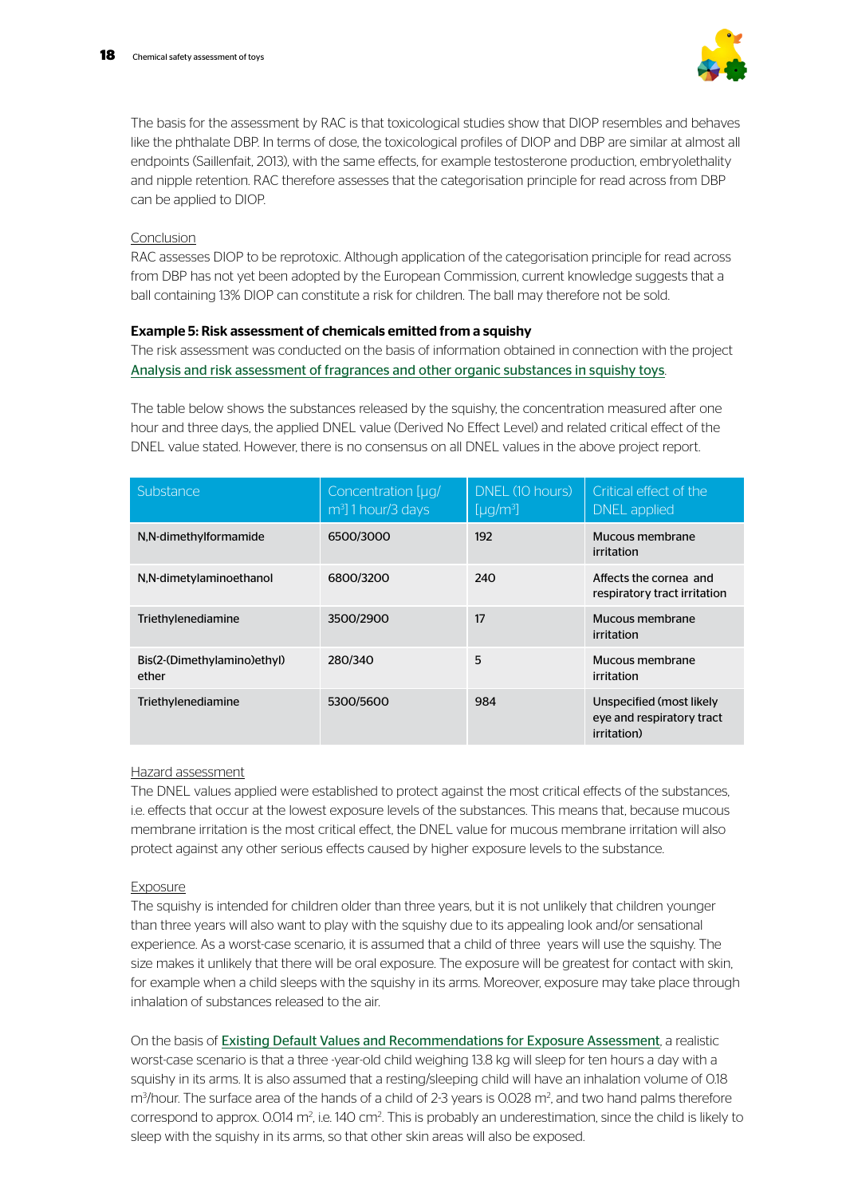The basis for the assessment by RAC is that toxicological studies show that DIOP resembles and behaves like the phthalate DBP. In terms of dose, the toxicological profiles of DIOP and DBP are similar at almost all endpoints (Saillenfait, 2013), with the same effects, for example testosterone production, embryolethality and nipple retention. RAC therefore assesses that the categorisation principle for read across from DBP can be applied to DIOP.

Conclusion

RAC assesses DIOP to be reprotoxic. Although application of the categorisation principle for read across from DBP has not yet been adopted by the European Commission, current knowledge suggests that a ball containing 13% DIOP can constitute a risk for children. The ball may therefore not be sold.

**Example 5: Risk assessment of chemicals emitted from a squishy**

The risk assessment was conducted on the basis of information obtained in connection with the project Analysis and risk assessment of fragrances and other organic substances in squishy toys.

The table below shows the substances released by the squishy, the concentration measured after one hour and three days, the applied DNEL value (Derived No Effect Level) and related critical effect of the DNEL value stated. However, there is no consensus on all DNEL values in the above project report.

| Substance | Concentration [µg/m³] 1 hour/3 days | DNEL (10 hours) [µg/m³] | Critical effect of the DNEL applied |
|---|---|---|---|
| N,N-dimethylformamide | 6500/3000 | 192 | Mucous membrane irritation |
| N,N-dimetylaminoethanol | 6800/3200 | 240 | Affects the cornea and respiratory tract irritation |
| Triethylenediamine | 3500/2900 | 17 | Mucous membrane irritation |
| Bis(2-(Dimethylamino)ethyl) ether | 280/340 | 5 | Mucous membrane irritation |
| Triethylenediamine | 5300/5600 | 984 | Unspecified (most likely eye and respiratory tract irritation) |

Hazard assessment

The DNEL values applied were established to protect against the most critical effects of the substances, i.e. effects that occur at the lowest exposure levels of the substances. This means that, because mucous membrane irritation is the most critical effect, the DNEL value for mucous membrane irritation will also protect against any other serious effects caused by higher exposure levels to the substance.

Exposure

The squishy is intended for children older than three years, but it is not unlikely that children younger than three years will also want to play with the squishy due to its appealing look and/or sensational experience. As a worst-case scenario, it is assumed that a child of three years will use the squishy. The size makes it unlikely that there will be oral exposure. The exposure will be greatest for contact with skin, for example when a child sleeps with the squishy in its arms. Moreover, exposure may take place through inhalation of substances released to the air.

On the basis of Existing Default Values and Recommendations for Exposure Assessment, a realistic worst-case scenario is that a three -year-old child weighing 13.8 kg will sleep for ten hours a day with a squishy in its arms. It is also assumed that a resting/sleeping child will have an inhalation volume of 0.18 $m^3$/hour. The surface area of the hands of a child of 2-3 years is 0.028 $m^2$, and two hand palms therefore correspond to approx. 0.014 $m^2$, i.e. 140 $cm^2$. This is probably an underestimation, since the child is likely to sleep with the squishy in its arms, so that other skin areas will also be exposed.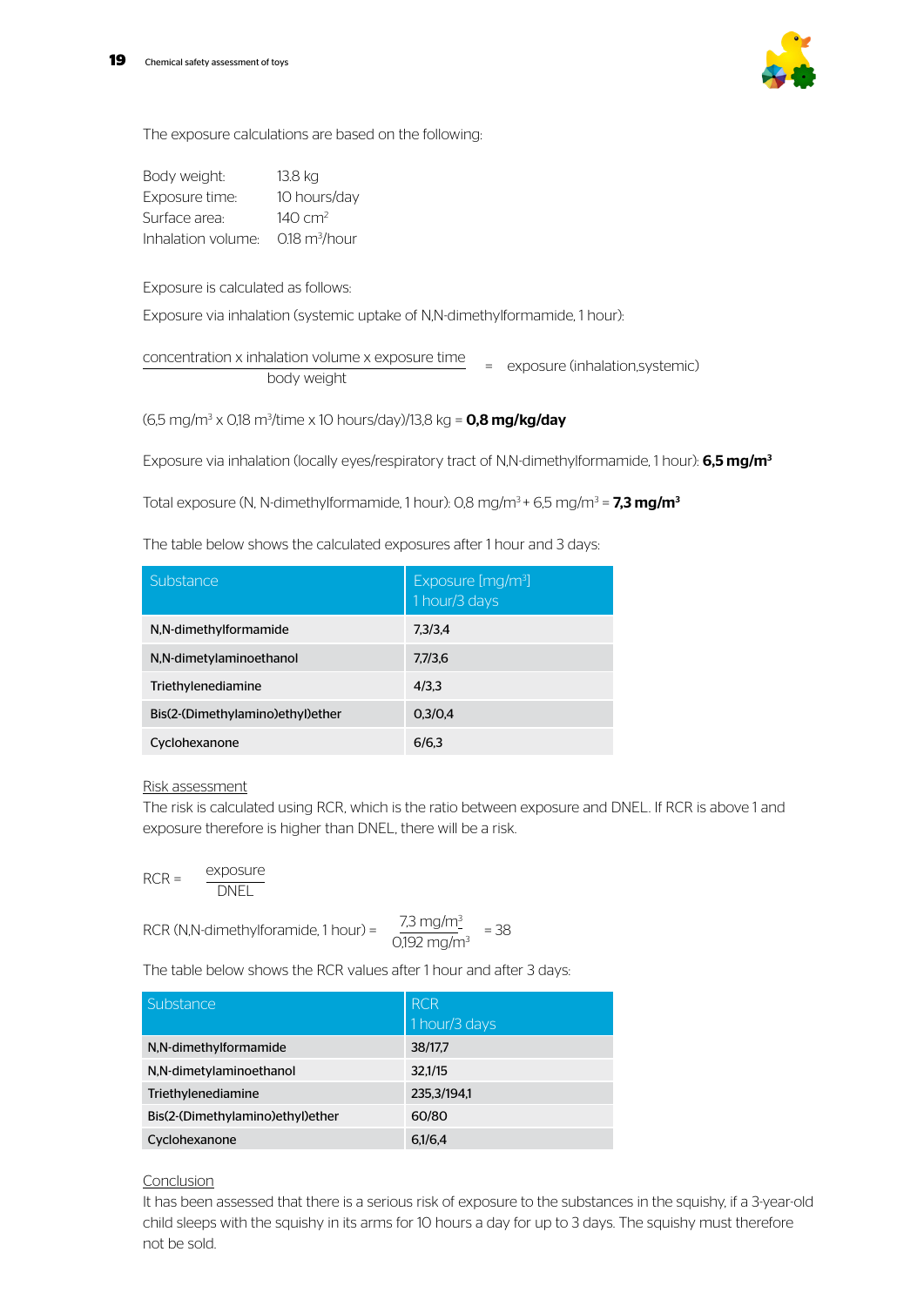The exposure calculations are based on the following:

Body weight: 13.8 kg
Exposure time: 10 hours/day
Surface area: 140 $cm^2$
Inhalation volume: 0.18 $m^3$/hour

Exposure is calculated as follows:

Exposure via inhalation (systemic uptake of N,N-dimethylformamide, 1 hour):

$$\frac{\text{concentration x inhalation volume x exposure time}}{\text{body weight}} = \text{exposure (inhalation,systemic)}$$

(6,5 mg/$m^3$ x 0,18 $m^3$/time x 10 hours/day)/13,8 kg = **0,8 mg/kg/day**

Exposure via inhalation (locally eyes/respiratory tract of N,N-dimethylformamide, 1 hour): **6,5 mg/$m^3$**

Total exposure (N, N-dimethylformamide, 1 hour): 0,8 mg/$m^3$ + 6,5 mg/$m^3$ = **7,3 mg/$m^3$**

The table below shows the calculated exposures after 1 hour and 3 days:

| Substance | Exposure [mg/$m^3$] 1 hour/3 days |
| --- | --- |
| N,N-dimethylformamide | 7,3/3,4 |
| N,N-dimetylaminoethanol | 7,7/3,6 |
| Triethylenediamine | 4/3,3 |
| Bis(2-(Dimethylamino)ethyl)ether | 0,3/0,4 |
| Cyclohexanone | 6/6,3 |

Risk assessment

The risk is calculated using RCR, which is the ratio between exposure and DNEL. If RCR is above 1 and exposure therefore is higher than DNEL, there will be a risk.

$$\text{RCR} = \frac{\text{exposure}}{\text{DNEL}}$$

$$\text{RCR (N,N-dimethylforamide, 1 hour)} = \frac{7{,}3 \text{ mg/m}^3}{0{,}192 \text{ mg/m}^3} = 38$$

The table below shows the RCR values after 1 hour and after 3 days:

| Substance | RCR 1 hour/3 days |
| --- | --- |
| N,N-dimethylformamide | 38/17,7 |
| N,N-dimetylaminoethanol | 32,1/15 |
| Triethylenediamine | 235,3/194,1 |
| Bis(2-(Dimethylamino)ethyl)ether | 60/80 |
| Cyclohexanone | 6,1/6,4 |

Conclusion

It has been assessed that there is a serious risk of exposure to the substances in the squishy, if a 3-year-old child sleeps with the squishy in its arms for 10 hours a day for up to 3 days. The squishy must therefore not be sold.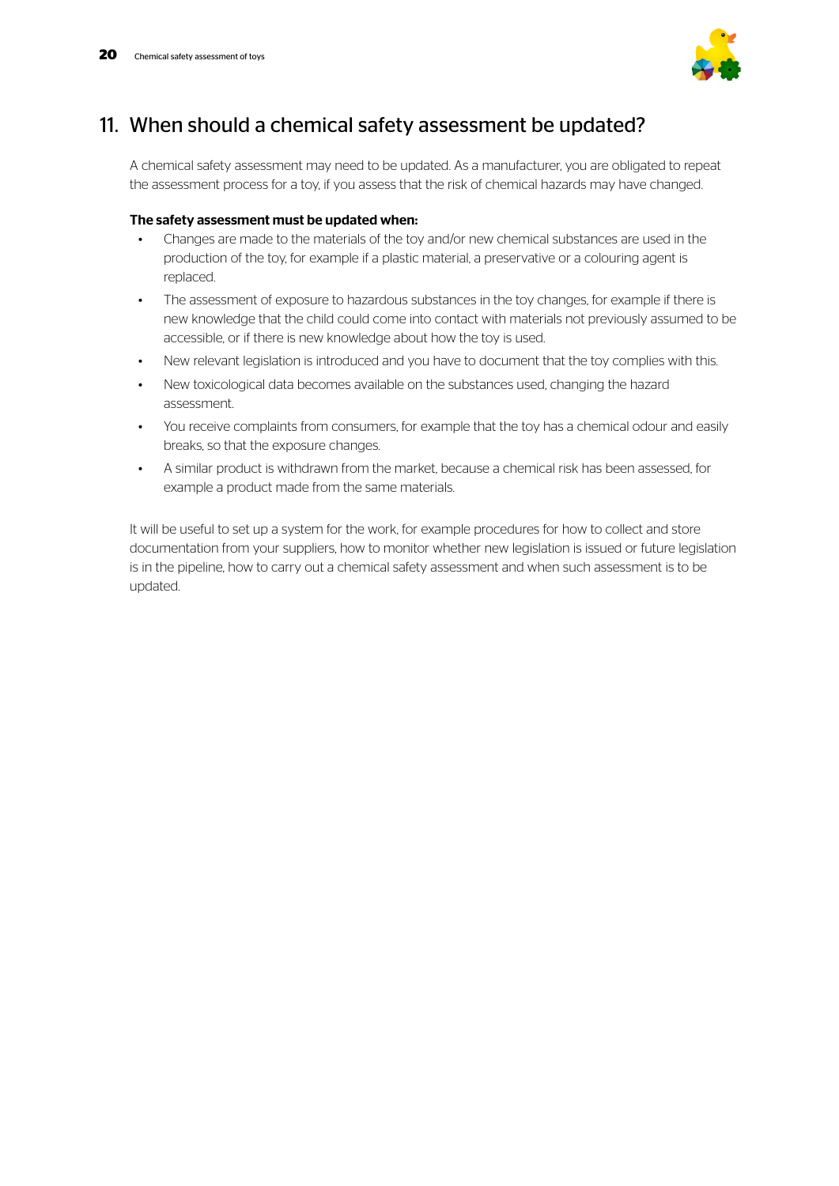## 11. When should a chemical safety assessment be updated?

A chemical safety assessment may need to be updated. As a manufacturer, you are obligated to repeat the assessment process for a toy, if you assess that the risk of chemical hazards may have changed.

**The safety assessment must be updated when:**

- Changes are made to the materials of the toy and/or new chemical substances are used in the production of the toy, for example if a plastic material, a preservative or a colouring agent is replaced.
- The assessment of exposure to hazardous substances in the toy changes, for example if there is new knowledge that the child could come into contact with materials not previously assumed to be accessible, or if there is new knowledge about how the toy is used.
- New relevant legislation is introduced and you have to document that the toy complies with this.
- New toxicological data becomes available on the substances used, changing the hazard assessment.
- You receive complaints from consumers, for example that the toy has a chemical odour and easily breaks, so that the exposure changes.
- A similar product is withdrawn from the market, because a chemical risk has been assessed, for example a product made from the same materials.

It will be useful to set up a system for the work, for example procedures for how to collect and store documentation from your suppliers, how to monitor whether new legislation is issued or future legislation is in the pipeline, how to carry out a chemical safety assessment and when such assessment is to be updated.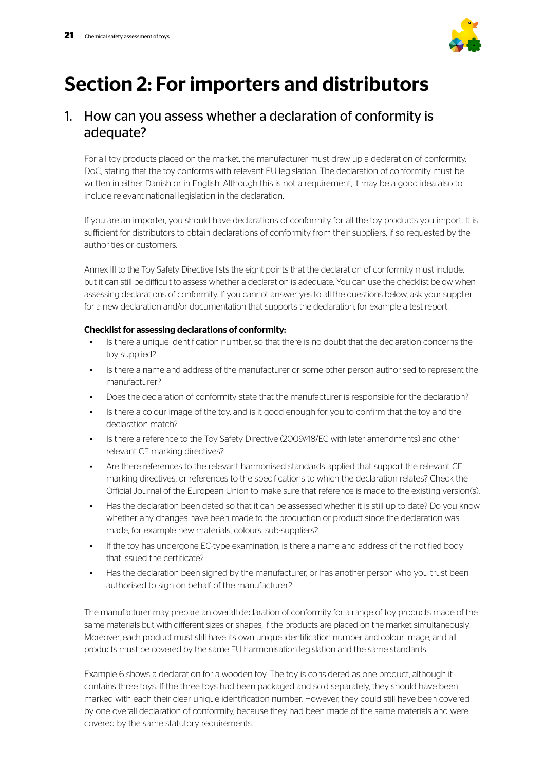# Section 2: For importers and distributors

## 1. How can you assess whether a declaration of conformity is adequate?

For all toy products placed on the market, the manufacturer must draw up a declaration of conformity, DoC, stating that the toy conforms with relevant EU legislation. The declaration of conformity must be written in either Danish or in English. Although this is not a requirement, it may be a good idea also to include relevant national legislation in the declaration.

If you are an importer, you should have declarations of conformity for all the toy products you import. It is sufficient for distributors to obtain declarations of conformity from their suppliers, if so requested by the authorities or customers.

Annex III to the Toy Safety Directive lists the eight points that the declaration of conformity must include, but it can still be difficult to assess whether a declaration is adequate. You can use the checklist below when assessing declarations of conformity. If you cannot answer yes to all the questions below, ask your supplier for a new declaration and/or documentation that supports the declaration, for example a test report.

**Checklist for assessing declarations of conformity:**

- Is there a unique identification number, so that there is no doubt that the declaration concerns the toy supplied?
- Is there a name and address of the manufacturer or some other person authorised to represent the manufacturer?
- Does the declaration of conformity state that the manufacturer is responsible for the declaration?
- Is there a colour image of the toy, and is it good enough for you to confirm that the toy and the declaration match?
- Is there a reference to the Toy Safety Directive (2009/48/EC with later amendments) and other relevant CE marking directives?
- Are there references to the relevant harmonised standards applied that support the relevant CE marking directives, or references to the specifications to which the declaration relates? Check the Official Journal of the European Union to make sure that reference is made to the existing version(s).
- Has the declaration been dated so that it can be assessed whether it is still up to date? Do you know whether any changes have been made to the production or product since the declaration was made, for example new materials, colours, sub-suppliers?
- If the toy has undergone EC-type examination, is there a name and address of the notified body that issued the certificate?
- Has the declaration been signed by the manufacturer, or has another person who you trust been authorised to sign on behalf of the manufacturer?

The manufacturer may prepare an overall declaration of conformity for a range of toy products made of the same materials but with different sizes or shapes, if the products are placed on the market simultaneously. Moreover, each product must still have its own unique identification number and colour image, and all products must be covered by the same EU harmonisation legislation and the same standards.

Example 6 shows a declaration for a wooden toy. The toy is considered as one product, although it contains three toys. If the three toys had been packaged and sold separately, they should have been marked with each their clear unique identification number. However, they could still have been covered by one overall declaration of conformity, because they had been made of the same materials and were covered by the same statutory requirements.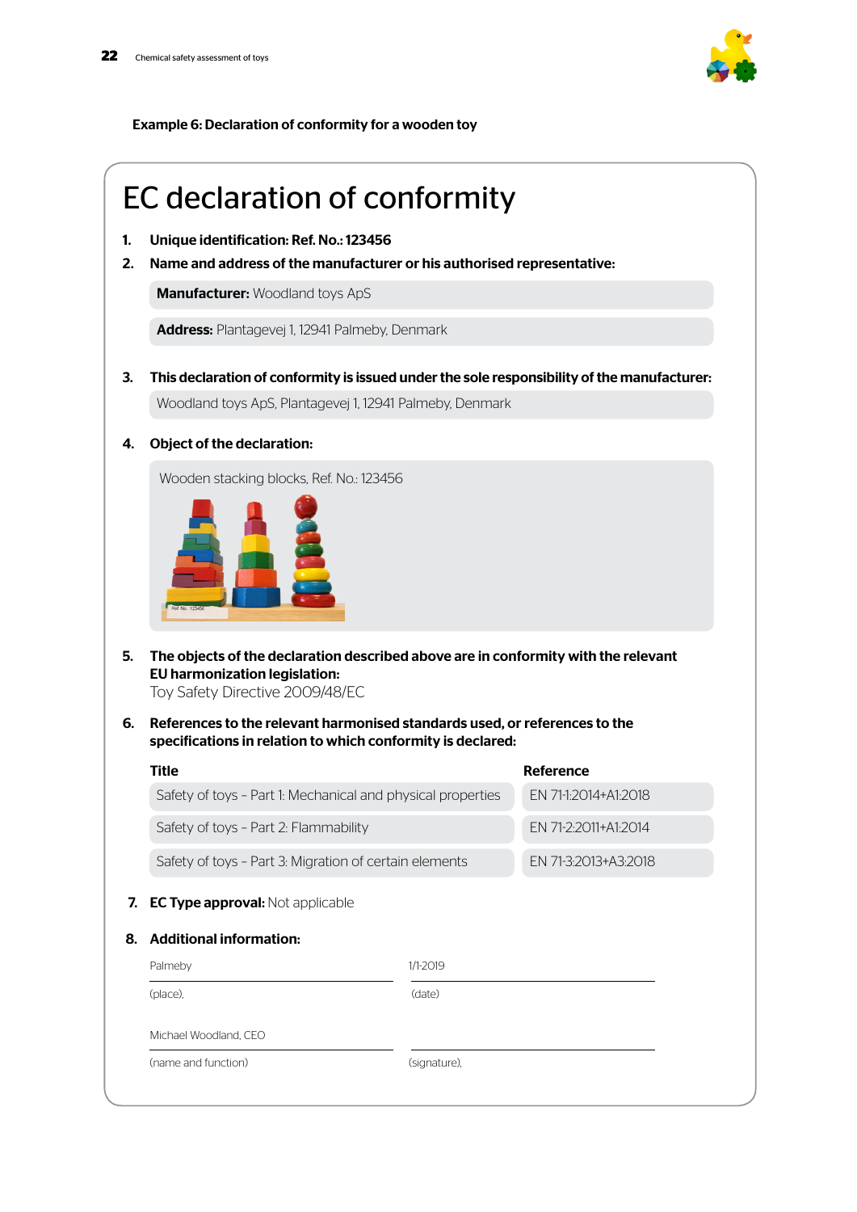**Example 6: Declaration of conformity for a wooden toy**

# EC declaration of conformity

1. **Unique identification: Ref. No.: 123456**
2. **Name and address of the manufacturer or his authorised representative:**

   **Manufacturer:** Woodland toys ApS

   **Address:** Plantagevej 1, 12941 Palmeby, Denmark

3. **This declaration of conformity is issued under the sole responsibility of the manufacturer:**

   Woodland toys ApS, Plantagevej 1, 12941 Palmeby, Denmark

4. **Object of the declaration:**

   Wooden stacking blocks, Ref. No.: 123456

5. **The objects of the declaration described above are in conformity with the relevant EU harmonization legislation:**

   Toy Safety Directive 2009/48/EC

6. **References to the relevant harmonised standards used, or references to the specifications in relation to which conformity is declared:**

| Title | Reference |
|---|---|
| Safety of toys – Part 1: Mechanical and physical properties | EN 71-1:2014+A1:2018 |
| Safety of toys – Part 2: Flammability | EN 71-2:2011+A1:2014 |
| Safety of toys – Part 3: Migration of certain elements | EN 71-3:2013+A3:2018 |

7. **EC Type approval:** Not applicable

8. **Additional information:**

| Palmeby | 1/1-2019 |
|---|---|
| (place), | (date) |
| Michael Woodland, CEO | |
| (name and function) | (signature), |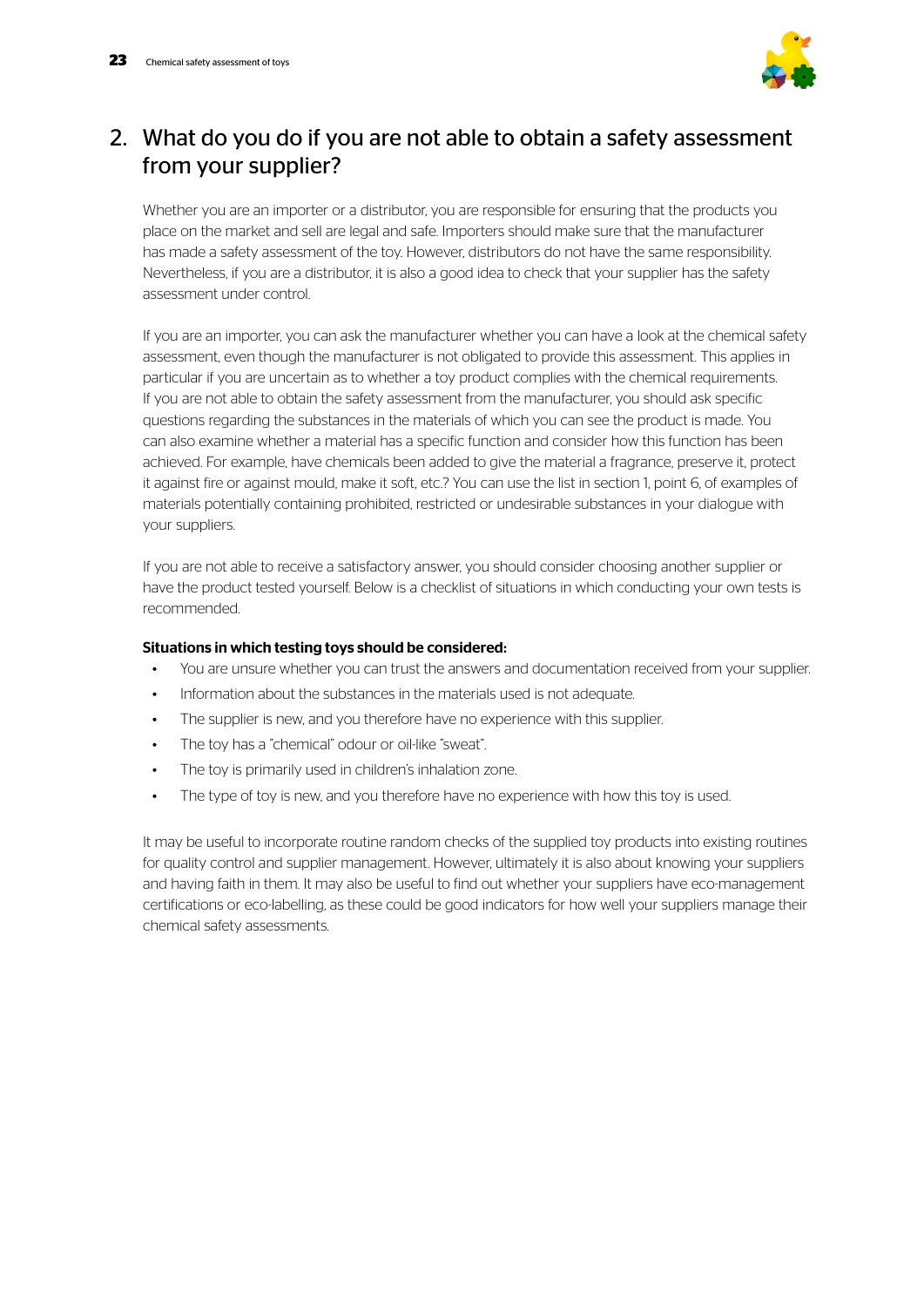## 2. What do you do if you are not able to obtain a safety assessment from your supplier?

Whether you are an importer or a distributor, you are responsible for ensuring that the products you place on the market and sell are legal and safe. Importers should make sure that the manufacturer has made a safety assessment of the toy. However, distributors do not have the same responsibility. Nevertheless, if you are a distributor, it is also a good idea to check that your supplier has the safety assessment under control.

If you are an importer, you can ask the manufacturer whether you can have a look at the chemical safety assessment, even though the manufacturer is not obligated to provide this assessment. This applies in particular if you are uncertain as to whether a toy product complies with the chemical requirements. If you are not able to obtain the safety assessment from the manufacturer, you should ask specific questions regarding the substances in the materials of which you can see the product is made. You can also examine whether a material has a specific function and consider how this function has been achieved. For example, have chemicals been added to give the material a fragrance, preserve it, protect it against fire or against mould, make it soft, etc.? You can use the list in section 1, point 6, of examples of materials potentially containing prohibited, restricted or undesirable substances in your dialogue with your suppliers.

If you are not able to receive a satisfactory answer, you should consider choosing another supplier or have the product tested yourself. Below is a checklist of situations in which conducting your own tests is recommended.

**Situations in which testing toys should be considered:**

- You are unsure whether you can trust the answers and documentation received from your supplier.
- Information about the substances in the materials used is not adequate.
- The supplier is new, and you therefore have no experience with this supplier.
- The toy has a "chemical" odour or oil-like "sweat".
- The toy is primarily used in children's inhalation zone.
- The type of toy is new, and you therefore have no experience with how this toy is used.

It may be useful to incorporate routine random checks of the supplied toy products into existing routines for quality control and supplier management. However, ultimately it is also about knowing your suppliers and having faith in them. It may also be useful to find out whether your suppliers have eco-management certifications or eco-labelling, as these could be good indicators for how well your suppliers manage their chemical safety assessments.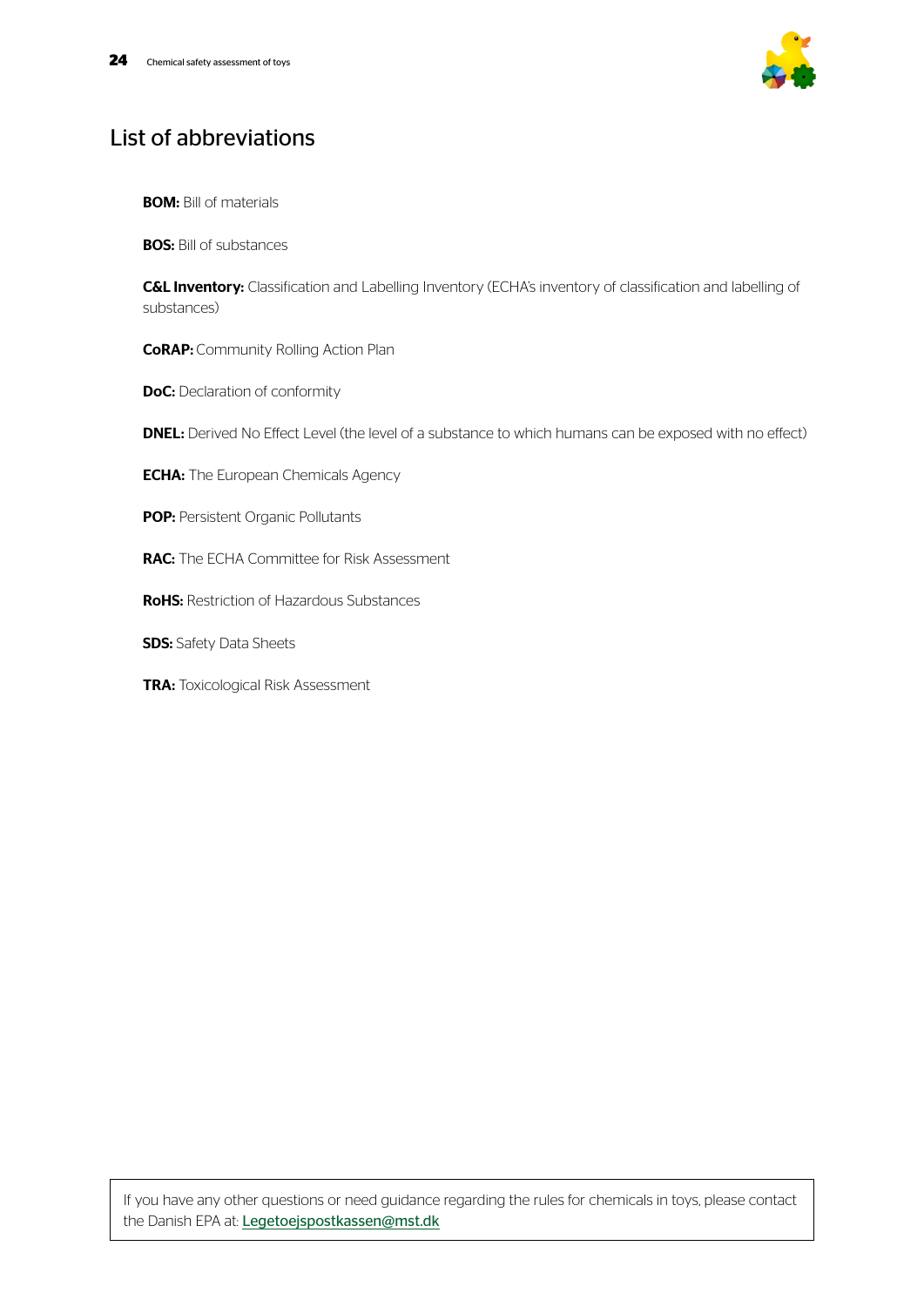## List of abbreviations

**BOM:** Bill of materials

**BOS:** Bill of substances

**C&L Inventory:** Classification and Labelling Inventory (ECHA's inventory of classification and labelling of substances)

**CoRAP:** Community Rolling Action Plan

**DoC:** Declaration of conformity

**DNEL:** Derived No Effect Level (the level of a substance to which humans can be exposed with no effect)

**ECHA:** The European Chemicals Agency

**POP:** Persistent Organic Pollutants

**RAC:** The ECHA Committee for Risk Assessment

**RoHS:** Restriction of Hazardous Substances

**SDS:** Safety Data Sheets

**TRA:** Toxicological Risk Assessment

If you have any other questions or need guidance regarding the rules for chemicals in toys, please contact the Danish EPA at: Legetoejspostkassen@mst.dk